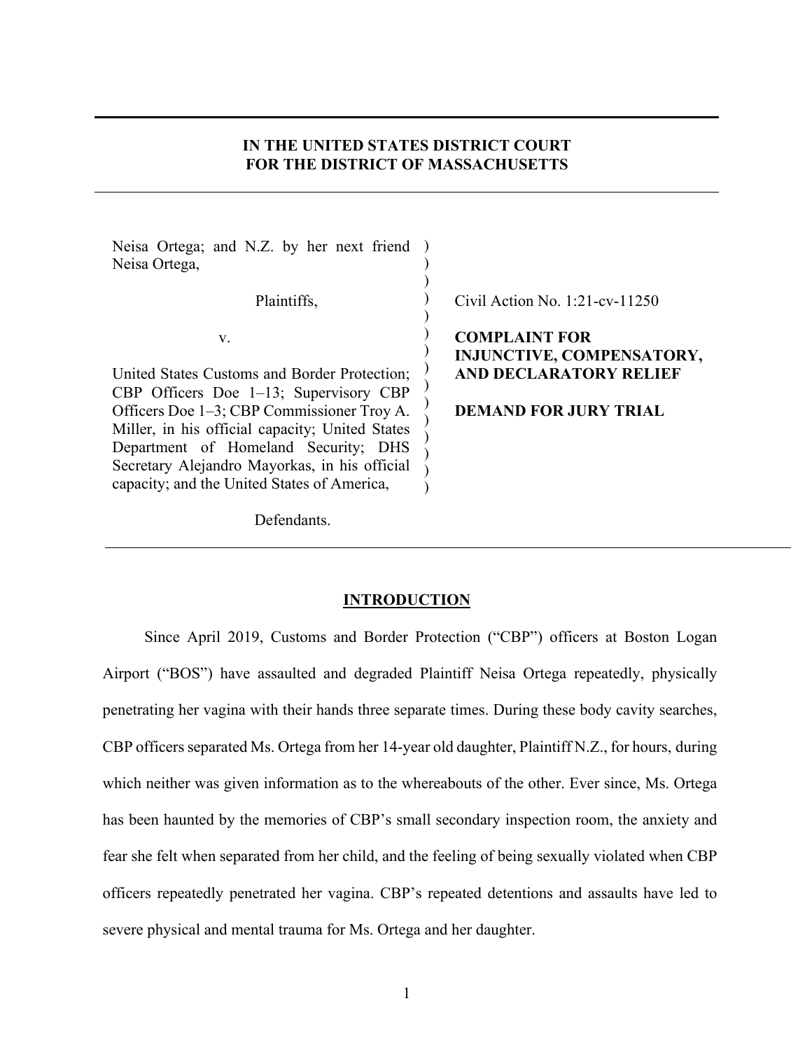**IN THE UNITED STATES DISTRICT COURT**
**FOR THE DISTRICT OF MASSACHUSETTS**

Neisa Ortega; and N.Z. by her next friend Neisa Ortega,

Plaintiffs,

v.

United States Customs and Border Protection; CBP Officers Doe 1–13; Supervisory CBP Officers Doe 1–3; CBP Commissioner Troy A. Miller, in his official capacity; United States Department of Homeland Security; DHS Secretary Alejandro Mayorkas, in his official capacity; and the United States of America,

Defendants.

Civil Action No. 1:21-cv-11250

**COMPLAINT FOR INJUNCTIVE, COMPENSATORY, AND DECLARATORY RELIEF**

**DEMAND FOR JURY TRIAL**

## INTRODUCTION

Since April 2019, Customs and Border Protection ("CBP") officers at Boston Logan Airport ("BOS") have assaulted and degraded Plaintiff Neisa Ortega repeatedly, physically penetrating her vagina with their hands three separate times. During these body cavity searches, CBP officers separated Ms. Ortega from her 14-year old daughter, Plaintiff N.Z., for hours, during which neither was given information as to the whereabouts of the other. Ever since, Ms. Ortega has been haunted by the memories of CBP's small secondary inspection room, the anxiety and fear she felt when separated from her child, and the feeling of being sexually violated when CBP officers repeatedly penetrated her vagina. CBP's repeated detentions and assaults have led to severe physical and mental trauma for Ms. Ortega and her daughter.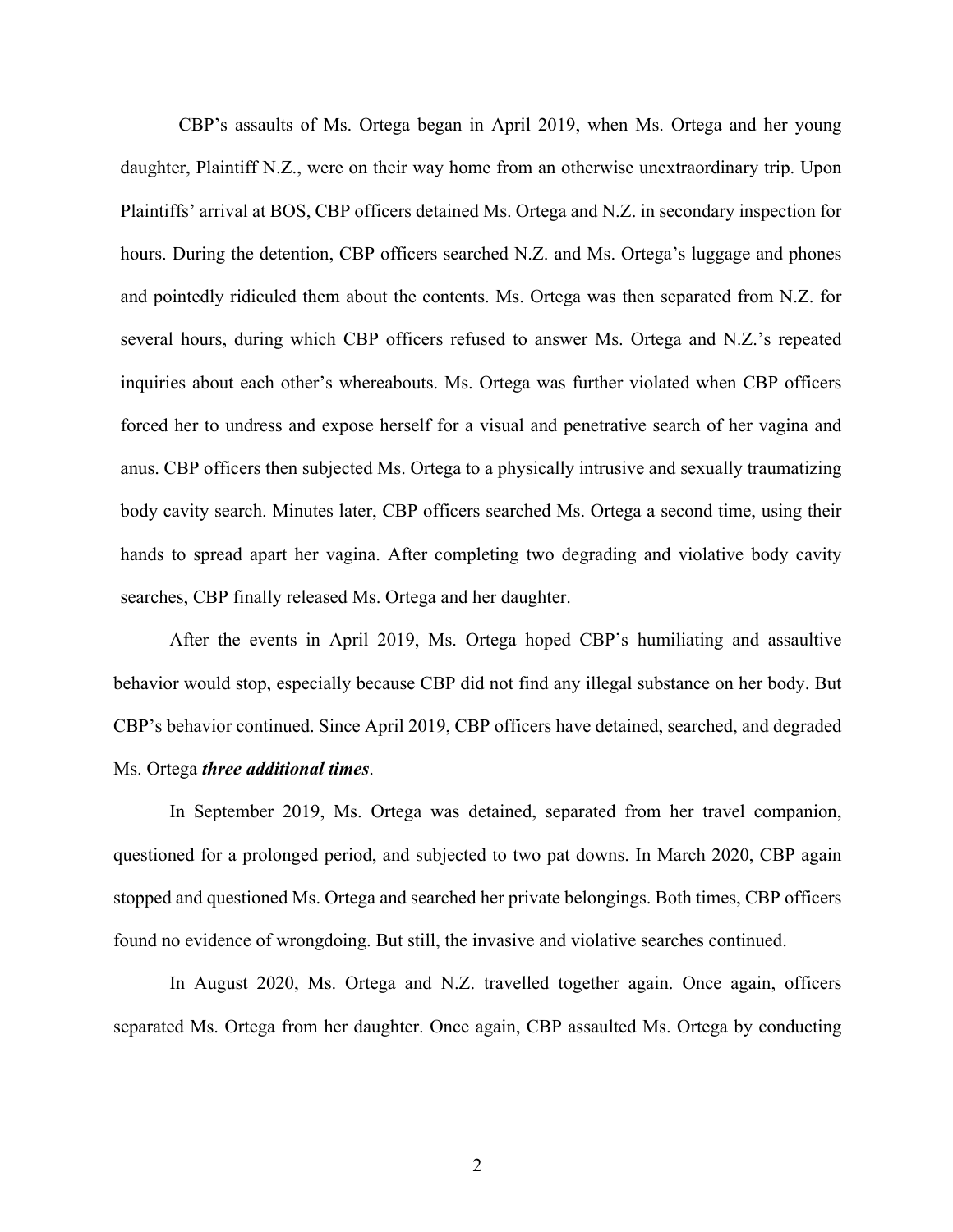CBP's assaults of Ms. Ortega began in April 2019, when Ms. Ortega and her young daughter, Plaintiff N.Z., were on their way home from an otherwise unextraordinary trip. Upon Plaintiffs' arrival at BOS, CBP officers detained Ms. Ortega and N.Z. in secondary inspection for hours. During the detention, CBP officers searched N.Z. and Ms. Ortega's luggage and phones and pointedly ridiculed them about the contents. Ms. Ortega was then separated from N.Z. for several hours, during which CBP officers refused to answer Ms. Ortega and N.Z.'s repeated inquiries about each other's whereabouts. Ms. Ortega was further violated when CBP officers forced her to undress and expose herself for a visual and penetrative search of her vagina and anus. CBP officers then subjected Ms. Ortega to a physically intrusive and sexually traumatizing body cavity search. Minutes later, CBP officers searched Ms. Ortega a second time, using their hands to spread apart her vagina. After completing two degrading and violative body cavity searches, CBP finally released Ms. Ortega and her daughter.

After the events in April 2019, Ms. Ortega hoped CBP's humiliating and assaultive behavior would stop, especially because CBP did not find any illegal substance on her body. But CBP's behavior continued. Since April 2019, CBP officers have detained, searched, and degraded Ms. Ortega ***three additional times***.

In September 2019, Ms. Ortega was detained, separated from her travel companion, questioned for a prolonged period, and subjected to two pat downs. In March 2020, CBP again stopped and questioned Ms. Ortega and searched her private belongings. Both times, CBP officers found no evidence of wrongdoing. But still, the invasive and violative searches continued.

In August 2020, Ms. Ortega and N.Z. travelled together again. Once again, officers separated Ms. Ortega from her daughter. Once again, CBP assaulted Ms. Ortega by conducting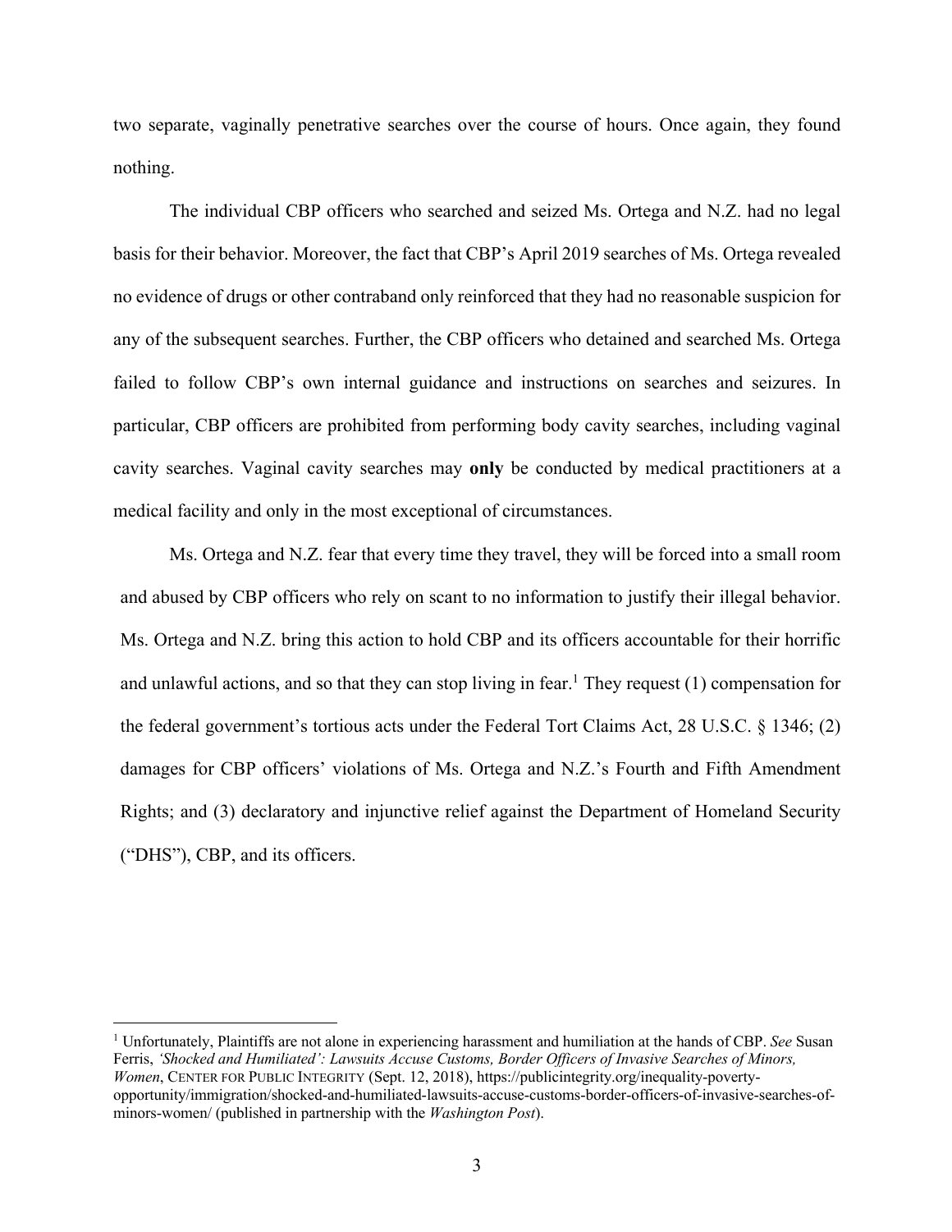two separate, vaginally penetrative searches over the course of hours. Once again, they found nothing.

The individual CBP officers who searched and seized Ms. Ortega and N.Z. had no legal basis for their behavior. Moreover, the fact that CBP's April 2019 searches of Ms. Ortega revealed no evidence of drugs or other contraband only reinforced that they had no reasonable suspicion for any of the subsequent searches. Further, the CBP officers who detained and searched Ms. Ortega failed to follow CBP's own internal guidance and instructions on searches and seizures. In particular, CBP officers are prohibited from performing body cavity searches, including vaginal cavity searches. Vaginal cavity searches may **only** be conducted by medical practitioners at a medical facility and only in the most exceptional of circumstances.

Ms. Ortega and N.Z. fear that every time they travel, they will be forced into a small room and abused by CBP officers who rely on scant to no information to justify their illegal behavior. Ms. Ortega and N.Z. bring this action to hold CBP and its officers accountable for their horrific and unlawful actions, and so that they can stop living in fear.[1] They request (1) compensation for the federal government's tortious acts under the Federal Tort Claims Act, 28 U.S.C. § 1346; (2) damages for CBP officers' violations of Ms. Ortega and N.Z.'s Fourth and Fifth Amendment Rights; and (3) declaratory and injunctive relief against the Department of Homeland Security ("DHS"), CBP, and its officers.

---

[1] Unfortunately, Plaintiffs are not alone in experiencing harassment and humiliation at the hands of CBP. *See* Susan Ferris, *'Shocked and Humiliated': Lawsuits Accuse Customs, Border Officers of Invasive Searches of Minors, Women*, CENTER FOR PUBLIC INTEGRITY (Sept. 12, 2018), https://publicintegrity.org/inequality-poverty-opportunity/immigration/shocked-and-humiliated-lawsuits-accuse-customs-border-officers-of-invasive-searches-of-minors-women/ (published in partnership with the *Washington Post*).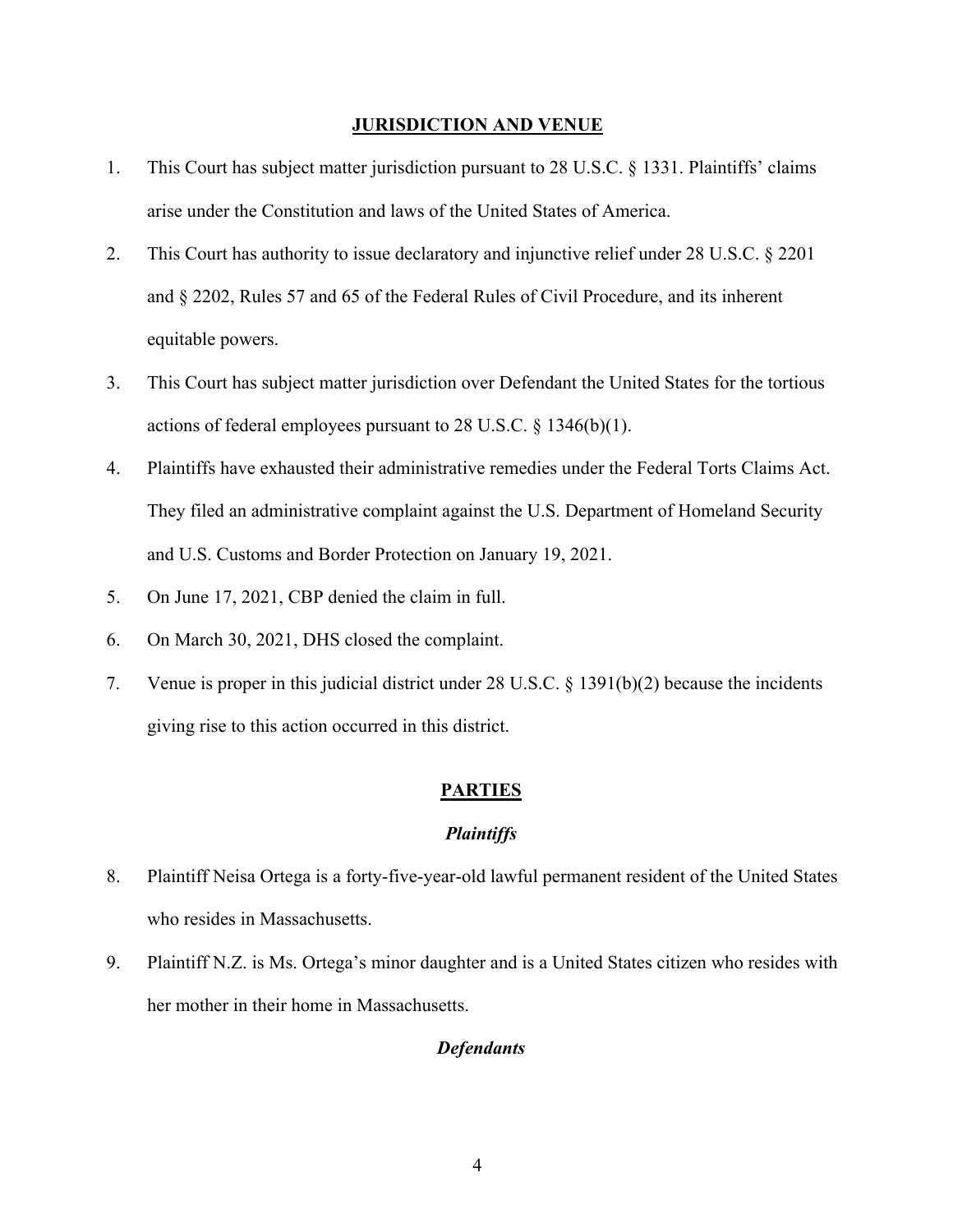## JURISDICTION AND VENUE

1. This Court has subject matter jurisdiction pursuant to 28 U.S.C. § 1331. Plaintiffs' claims arise under the Constitution and laws of the United States of America.
2. This Court has authority to issue declaratory and injunctive relief under 28 U.S.C. § 2201 and § 2202, Rules 57 and 65 of the Federal Rules of Civil Procedure, and its inherent equitable powers.
3. This Court has subject matter jurisdiction over Defendant the United States for the tortious actions of federal employees pursuant to 28 U.S.C. § 1346(b)(1).
4. Plaintiffs have exhausted their administrative remedies under the Federal Torts Claims Act. They filed an administrative complaint against the U.S. Department of Homeland Security and U.S. Customs and Border Protection on January 19, 2021.
5. On June 17, 2021, CBP denied the claim in full.
6. On March 30, 2021, DHS closed the complaint.
7. Venue is proper in this judicial district under 28 U.S.C. § 1391(b)(2) because the incidents giving rise to this action occurred in this district.

## PARTIES

### *Plaintiffs*

8. Plaintiff Neisa Ortega is a forty-five-year-old lawful permanent resident of the United States who resides in Massachusetts.
9. Plaintiff N.Z. is Ms. Ortega's minor daughter and is a United States citizen who resides with her mother in their home in Massachusetts.

### *Defendants*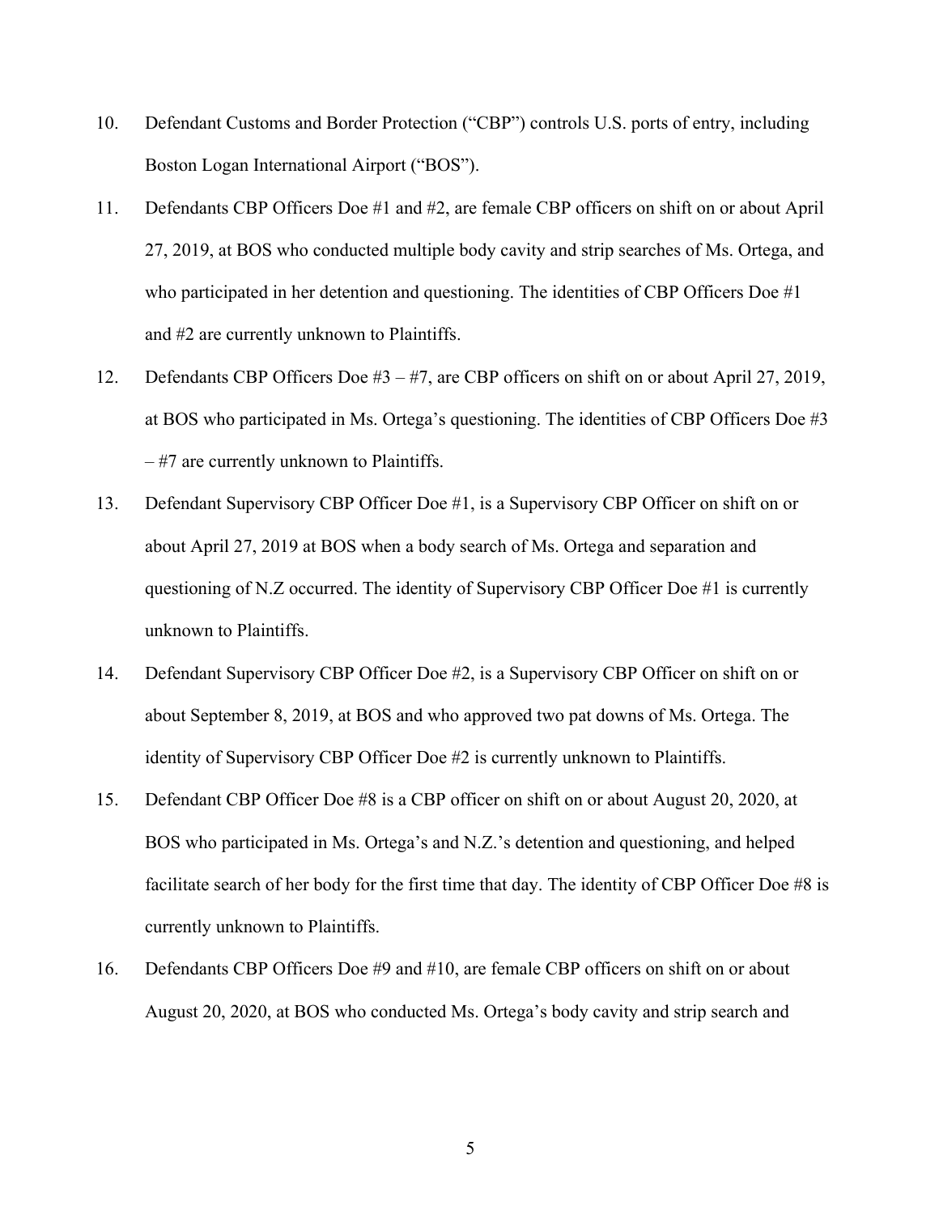10. Defendant Customs and Border Protection ("CBP") controls U.S. ports of entry, including Boston Logan International Airport ("BOS").

11. Defendants CBP Officers Doe #1 and #2, are female CBP officers on shift on or about April 27, 2019, at BOS who conducted multiple body cavity and strip searches of Ms. Ortega, and who participated in her detention and questioning. The identities of CBP Officers Doe #1 and #2 are currently unknown to Plaintiffs.

12. Defendants CBP Officers Doe #3 – #7, are CBP officers on shift on or about April 27, 2019, at BOS who participated in Ms. Ortega's questioning. The identities of CBP Officers Doe #3 – #7 are currently unknown to Plaintiffs.

13. Defendant Supervisory CBP Officer Doe #1, is a Supervisory CBP Officer on shift on or about April 27, 2019 at BOS when a body search of Ms. Ortega and separation and questioning of N.Z occurred. The identity of Supervisory CBP Officer Doe #1 is currently unknown to Plaintiffs.

14. Defendant Supervisory CBP Officer Doe #2, is a Supervisory CBP Officer on shift on or about September 8, 2019, at BOS and who approved two pat downs of Ms. Ortega. The identity of Supervisory CBP Officer Doe #2 is currently unknown to Plaintiffs.

15. Defendant CBP Officer Doe #8 is a CBP officer on shift on or about August 20, 2020, at BOS who participated in Ms. Ortega's and N.Z.'s detention and questioning, and helped facilitate search of her body for the first time that day. The identity of CBP Officer Doe #8 is currently unknown to Plaintiffs.

16. Defendants CBP Officers Doe #9 and #10, are female CBP officers on shift on or about August 20, 2020, at BOS who conducted Ms. Ortega's body cavity and strip search and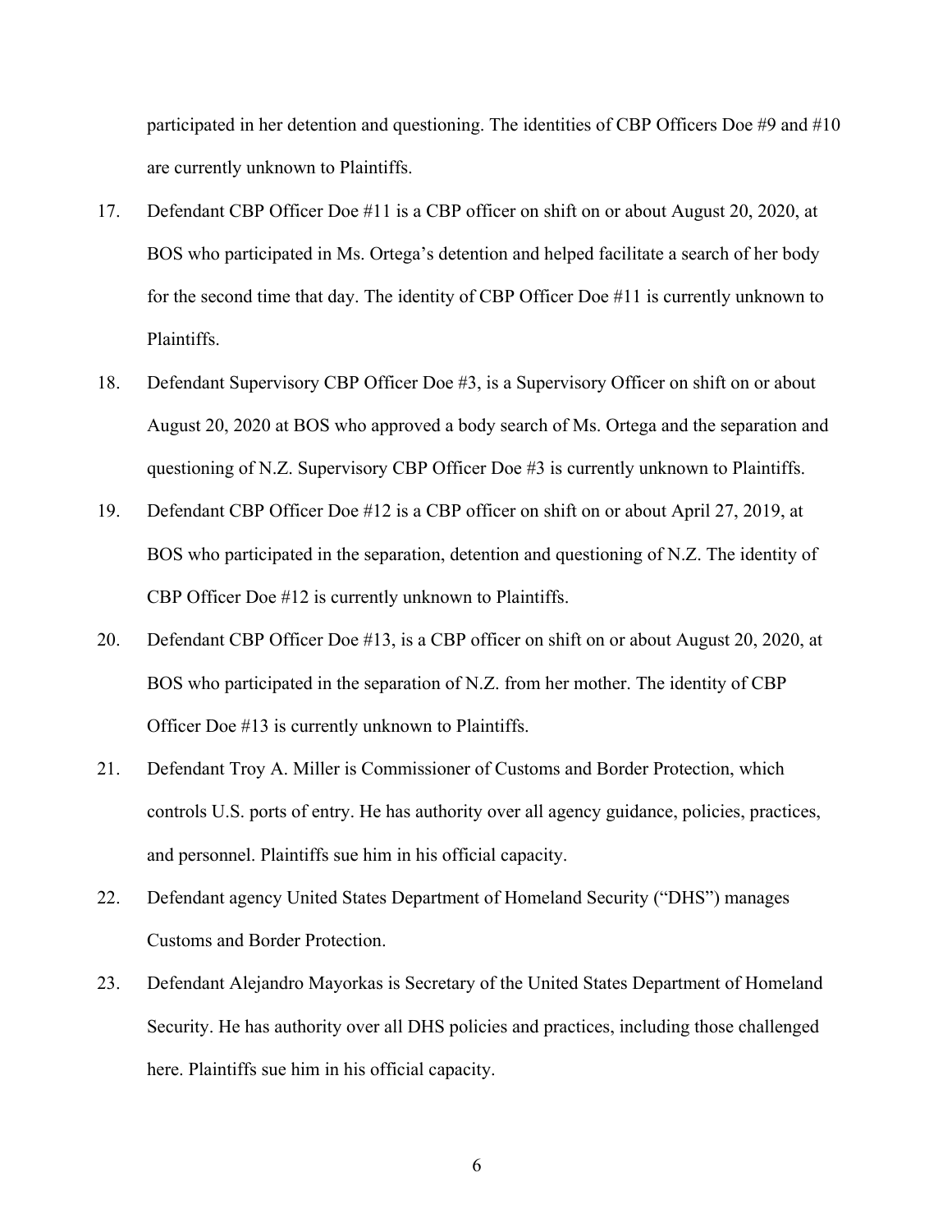participated in her detention and questioning. The identities of CBP Officers Doe #9 and #10 are currently unknown to Plaintiffs.

17. Defendant CBP Officer Doe #11 is a CBP officer on shift on or about August 20, 2020, at BOS who participated in Ms. Ortega's detention and helped facilitate a search of her body for the second time that day. The identity of CBP Officer Doe #11 is currently unknown to Plaintiffs.

18. Defendant Supervisory CBP Officer Doe #3, is a Supervisory Officer on shift on or about August 20, 2020 at BOS who approved a body search of Ms. Ortega and the separation and questioning of N.Z. Supervisory CBP Officer Doe #3 is currently unknown to Plaintiffs.

19. Defendant CBP Officer Doe #12 is a CBP officer on shift on or about April 27, 2019, at BOS who participated in the separation, detention and questioning of N.Z. The identity of CBP Officer Doe #12 is currently unknown to Plaintiffs.

20. Defendant CBP Officer Doe #13, is a CBP officer on shift on or about August 20, 2020, at BOS who participated in the separation of N.Z. from her mother. The identity of CBP Officer Doe #13 is currently unknown to Plaintiffs.

21. Defendant Troy A. Miller is Commissioner of Customs and Border Protection, which controls U.S. ports of entry. He has authority over all agency guidance, policies, practices, and personnel. Plaintiffs sue him in his official capacity.

22. Defendant agency United States Department of Homeland Security ("DHS") manages Customs and Border Protection.

23. Defendant Alejandro Mayorkas is Secretary of the United States Department of Homeland Security. He has authority over all DHS policies and practices, including those challenged here. Plaintiffs sue him in his official capacity.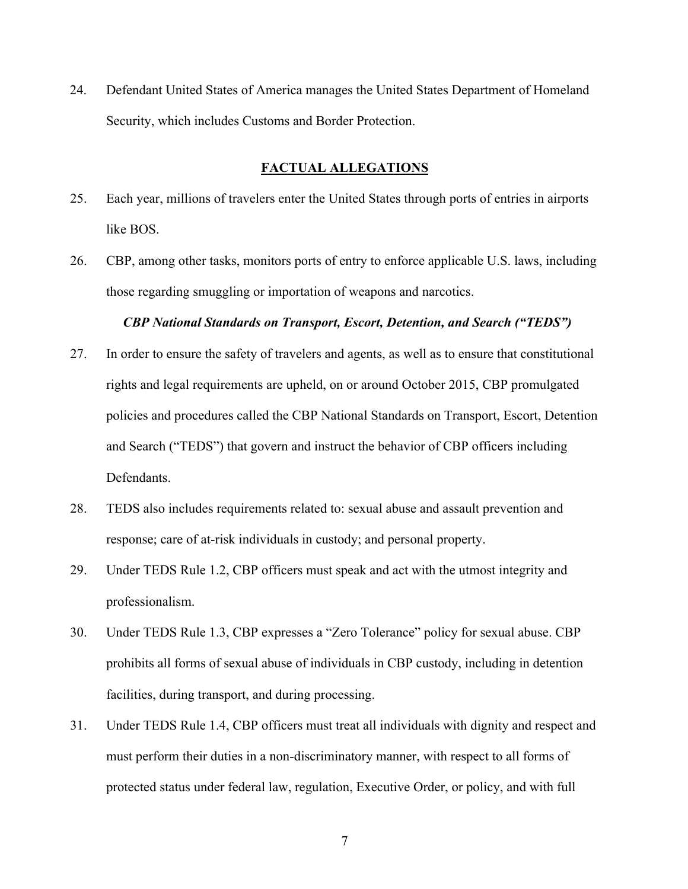24. Defendant United States of America manages the United States Department of Homeland Security, which includes Customs and Border Protection.

## FACTUAL ALLEGATIONS

25. Each year, millions of travelers enter the United States through ports of entries in airports like BOS.

26. CBP, among other tasks, monitors ports of entry to enforce applicable U.S. laws, including those regarding smuggling or importation of weapons and narcotics.

### *CBP National Standards on Transport, Escort, Detention, and Search ("TEDS")*

27. In order to ensure the safety of travelers and agents, as well as to ensure that constitutional rights and legal requirements are upheld, on or around October 2015, CBP promulgated policies and procedures called the CBP National Standards on Transport, Escort, Detention and Search ("TEDS") that govern and instruct the behavior of CBP officers including Defendants.

28. TEDS also includes requirements related to: sexual abuse and assault prevention and response; care of at-risk individuals in custody; and personal property.

29. Under TEDS Rule 1.2, CBP officers must speak and act with the utmost integrity and professionalism.

30. Under TEDS Rule 1.3, CBP expresses a "Zero Tolerance" policy for sexual abuse. CBP prohibits all forms of sexual abuse of individuals in CBP custody, including in detention facilities, during transport, and during processing.

31. Under TEDS Rule 1.4, CBP officers must treat all individuals with dignity and respect and must perform their duties in a non-discriminatory manner, with respect to all forms of protected status under federal law, regulation, Executive Order, or policy, and with full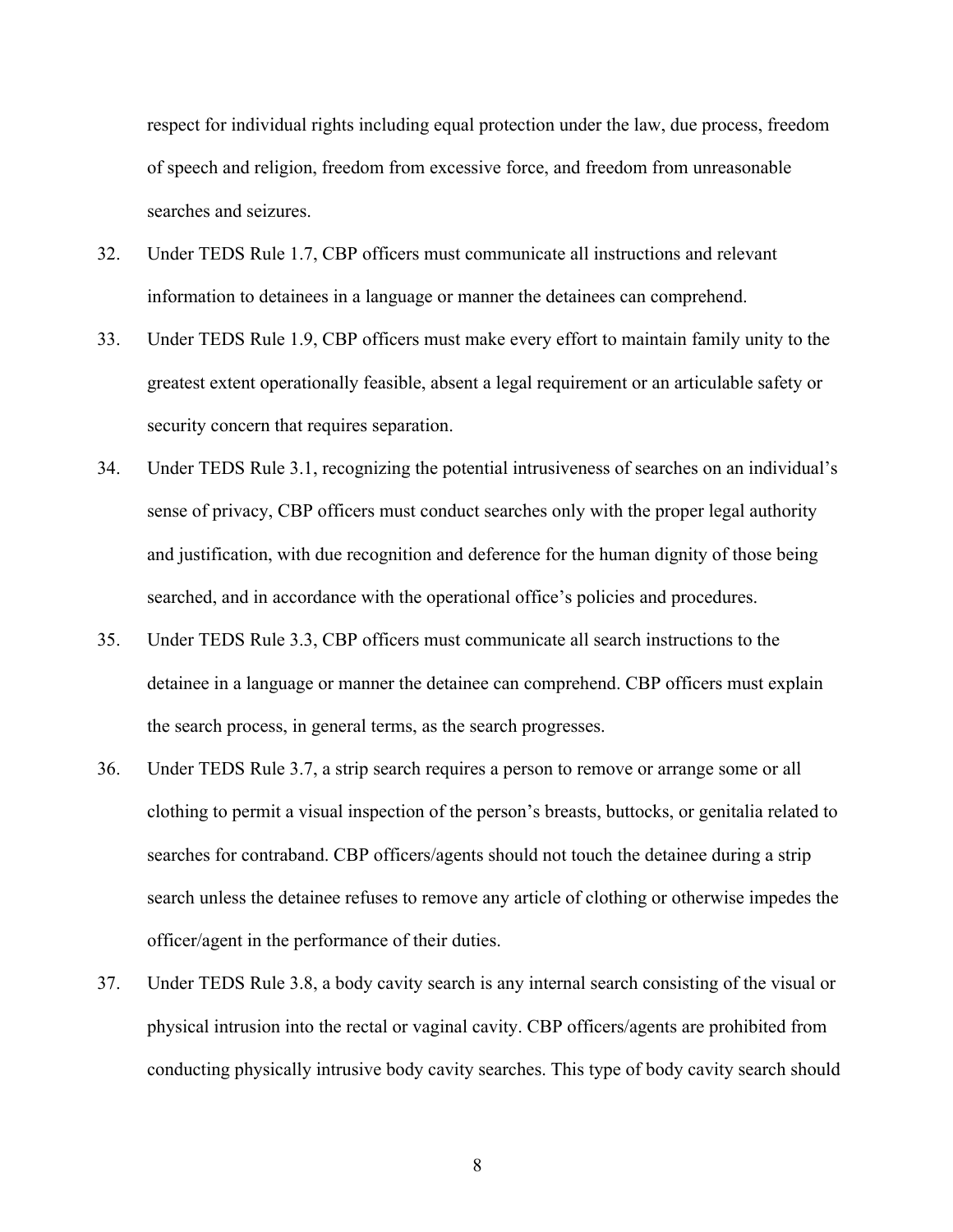respect for individual rights including equal protection under the law, due process, freedom of speech and religion, freedom from excessive force, and freedom from unreasonable searches and seizures.

32. Under TEDS Rule 1.7, CBP officers must communicate all instructions and relevant information to detainees in a language or manner the detainees can comprehend.

33. Under TEDS Rule 1.9, CBP officers must make every effort to maintain family unity to the greatest extent operationally feasible, absent a legal requirement or an articulable safety or security concern that requires separation.

34. Under TEDS Rule 3.1, recognizing the potential intrusiveness of searches on an individual's sense of privacy, CBP officers must conduct searches only with the proper legal authority and justification, with due recognition and deference for the human dignity of those being searched, and in accordance with the operational office's policies and procedures.

35. Under TEDS Rule 3.3, CBP officers must communicate all search instructions to the detainee in a language or manner the detainee can comprehend. CBP officers must explain the search process, in general terms, as the search progresses.

36. Under TEDS Rule 3.7, a strip search requires a person to remove or arrange some or all clothing to permit a visual inspection of the person's breasts, buttocks, or genitalia related to searches for contraband. CBP officers/agents should not touch the detainee during a strip search unless the detainee refuses to remove any article of clothing or otherwise impedes the officer/agent in the performance of their duties.

37. Under TEDS Rule 3.8, a body cavity search is any internal search consisting of the visual or physical intrusion into the rectal or vaginal cavity. CBP officers/agents are prohibited from conducting physically intrusive body cavity searches. This type of body cavity search should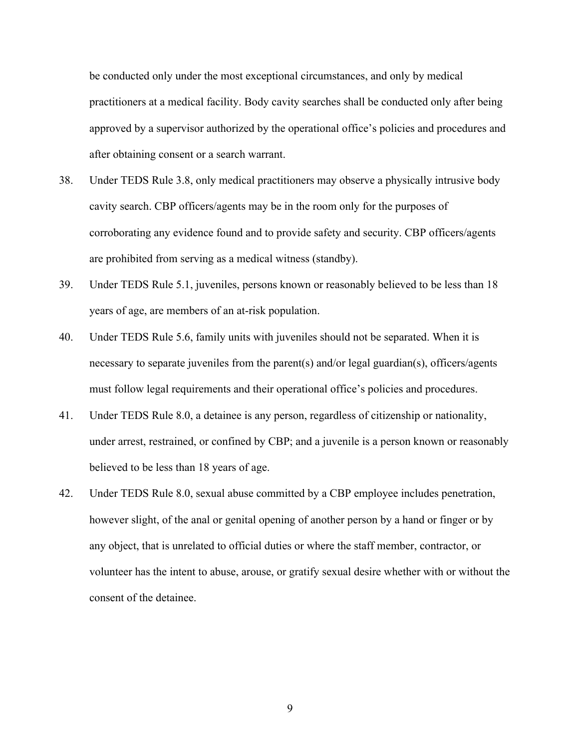be conducted only under the most exceptional circumstances, and only by medical practitioners at a medical facility. Body cavity searches shall be conducted only after being approved by a supervisor authorized by the operational office's policies and procedures and after obtaining consent or a search warrant.

38. Under TEDS Rule 3.8, only medical practitioners may observe a physically intrusive body cavity search. CBP officers/agents may be in the room only for the purposes of corroborating any evidence found and to provide safety and security. CBP officers/agents are prohibited from serving as a medical witness (standby).

39. Under TEDS Rule 5.1, juveniles, persons known or reasonably believed to be less than 18 years of age, are members of an at-risk population.

40. Under TEDS Rule 5.6, family units with juveniles should not be separated. When it is necessary to separate juveniles from the parent(s) and/or legal guardian(s), officers/agents must follow legal requirements and their operational office's policies and procedures.

41. Under TEDS Rule 8.0, a detainee is any person, regardless of citizenship or nationality, under arrest, restrained, or confined by CBP; and a juvenile is a person known or reasonably believed to be less than 18 years of age.

42. Under TEDS Rule 8.0, sexual abuse committed by a CBP employee includes penetration, however slight, of the anal or genital opening of another person by a hand or finger or by any object, that is unrelated to official duties or where the staff member, contractor, or volunteer has the intent to abuse, arouse, or gratify sexual desire whether with or without the consent of the detainee.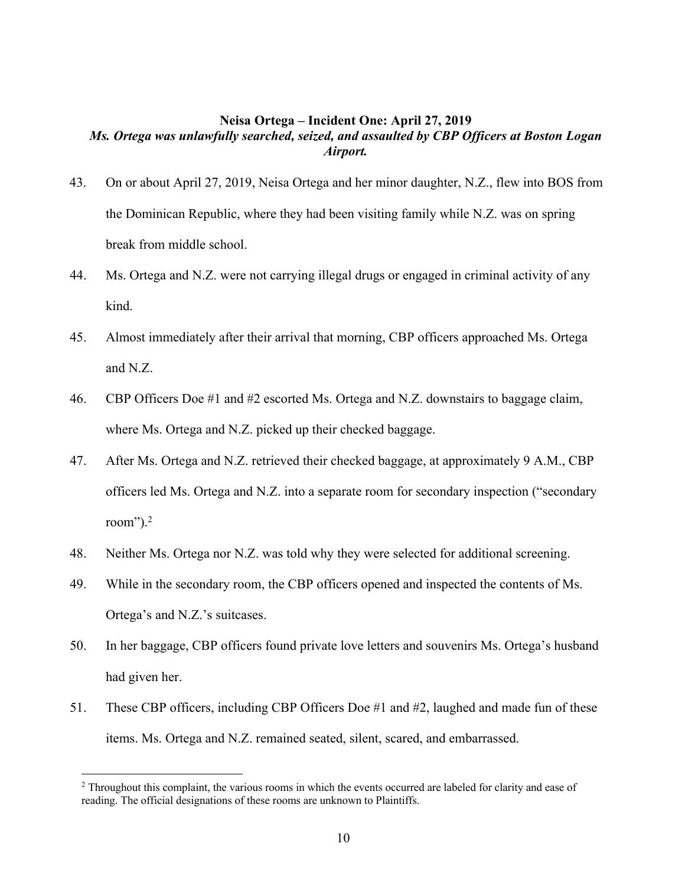**Neisa Ortega – Incident One: April 27, 2019**

***Ms. Ortega was unlawfully searched, seized, and assaulted by CBP Officers at Boston Logan Airport.***

43. On or about April 27, 2019, Neisa Ortega and her minor daughter, N.Z., flew into BOS from the Dominican Republic, where they had been visiting family while N.Z. was on spring break from middle school.

44. Ms. Ortega and N.Z. were not carrying illegal drugs or engaged in criminal activity of any kind.

45. Almost immediately after their arrival that morning, CBP officers approached Ms. Ortega and N.Z.

46. CBP Officers Doe #1 and #2 escorted Ms. Ortega and N.Z. downstairs to baggage claim, where Ms. Ortega and N.Z. picked up their checked baggage.

47. After Ms. Ortega and N.Z. retrieved their checked baggage, at approximately 9 A.M., CBP officers led Ms. Ortega and N.Z. into a separate room for secondary inspection ("secondary room").[2]

48. Neither Ms. Ortega nor N.Z. was told why they were selected for additional screening.

49. While in the secondary room, the CBP officers opened and inspected the contents of Ms. Ortega's and N.Z.'s suitcases.

50. In her baggage, CBP officers found private love letters and souvenirs Ms. Ortega's husband had given her.

51. These CBP officers, including CBP Officers Doe #1 and #2, laughed and made fun of these items. Ms. Ortega and N.Z. remained seated, silent, scared, and embarrassed.

---

[2] Throughout this complaint, the various rooms in which the events occurred are labeled for clarity and ease of reading. The official designations of these rooms are unknown to Plaintiffs.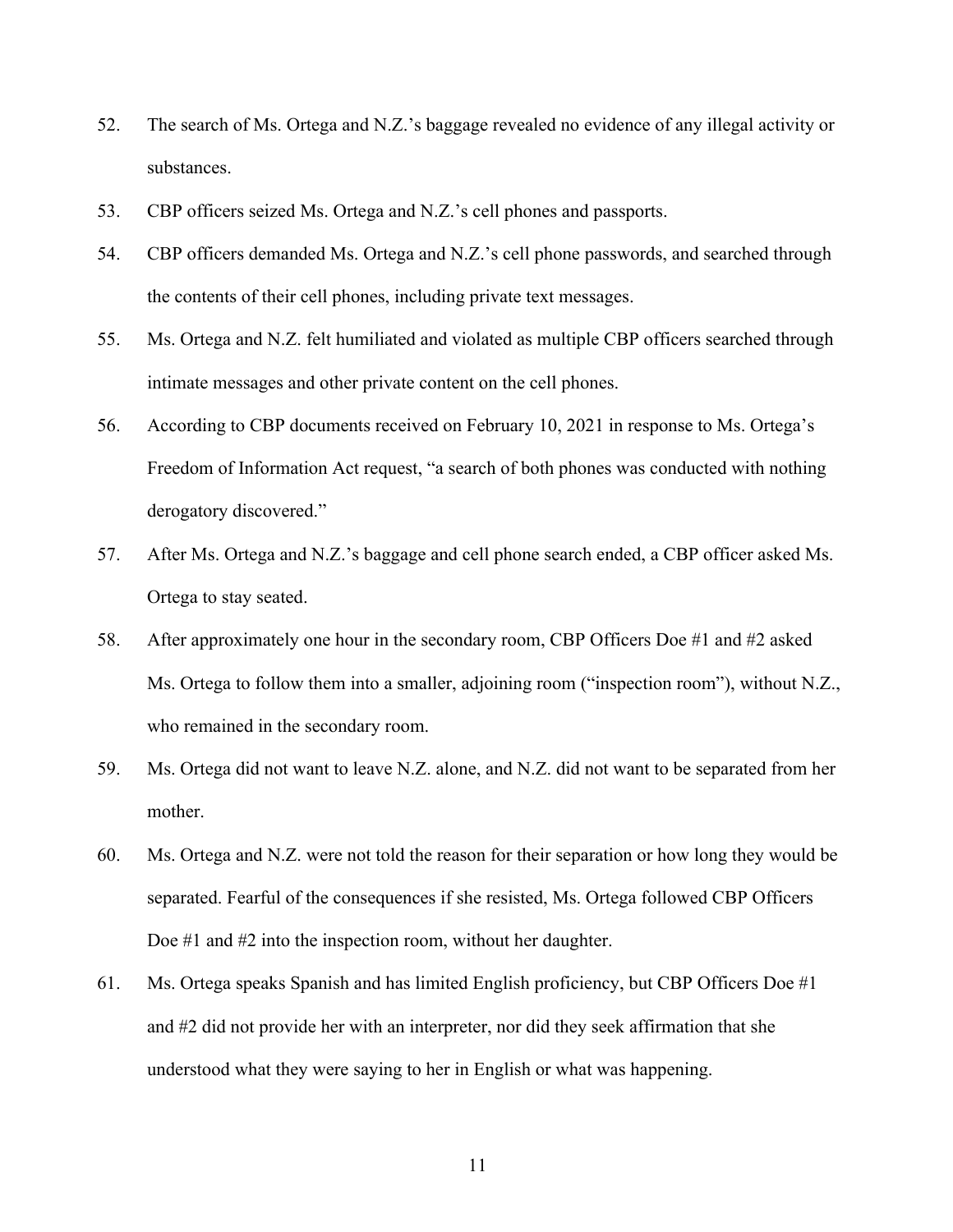52. The search of Ms. Ortega and N.Z.'s baggage revealed no evidence of any illegal activity or substances.

53. CBP officers seized Ms. Ortega and N.Z.'s cell phones and passports.

54. CBP officers demanded Ms. Ortega and N.Z.'s cell phone passwords, and searched through the contents of their cell phones, including private text messages.

55. Ms. Ortega and N.Z. felt humiliated and violated as multiple CBP officers searched through intimate messages and other private content on the cell phones.

56. According to CBP documents received on February 10, 2021 in response to Ms. Ortega's Freedom of Information Act request, "a search of both phones was conducted with nothing derogatory discovered."

57. After Ms. Ortega and N.Z.'s baggage and cell phone search ended, a CBP officer asked Ms. Ortega to stay seated.

58. After approximately one hour in the secondary room, CBP Officers Doe #1 and #2 asked Ms. Ortega to follow them into a smaller, adjoining room ("inspection room"), without N.Z., who remained in the secondary room.

59. Ms. Ortega did not want to leave N.Z. alone, and N.Z. did not want to be separated from her mother.

60. Ms. Ortega and N.Z. were not told the reason for their separation or how long they would be separated. Fearful of the consequences if she resisted, Ms. Ortega followed CBP Officers Doe #1 and #2 into the inspection room, without her daughter.

61. Ms. Ortega speaks Spanish and has limited English proficiency, but CBP Officers Doe #1 and #2 did not provide her with an interpreter, nor did they seek affirmation that she understood what they were saying to her in English or what was happening.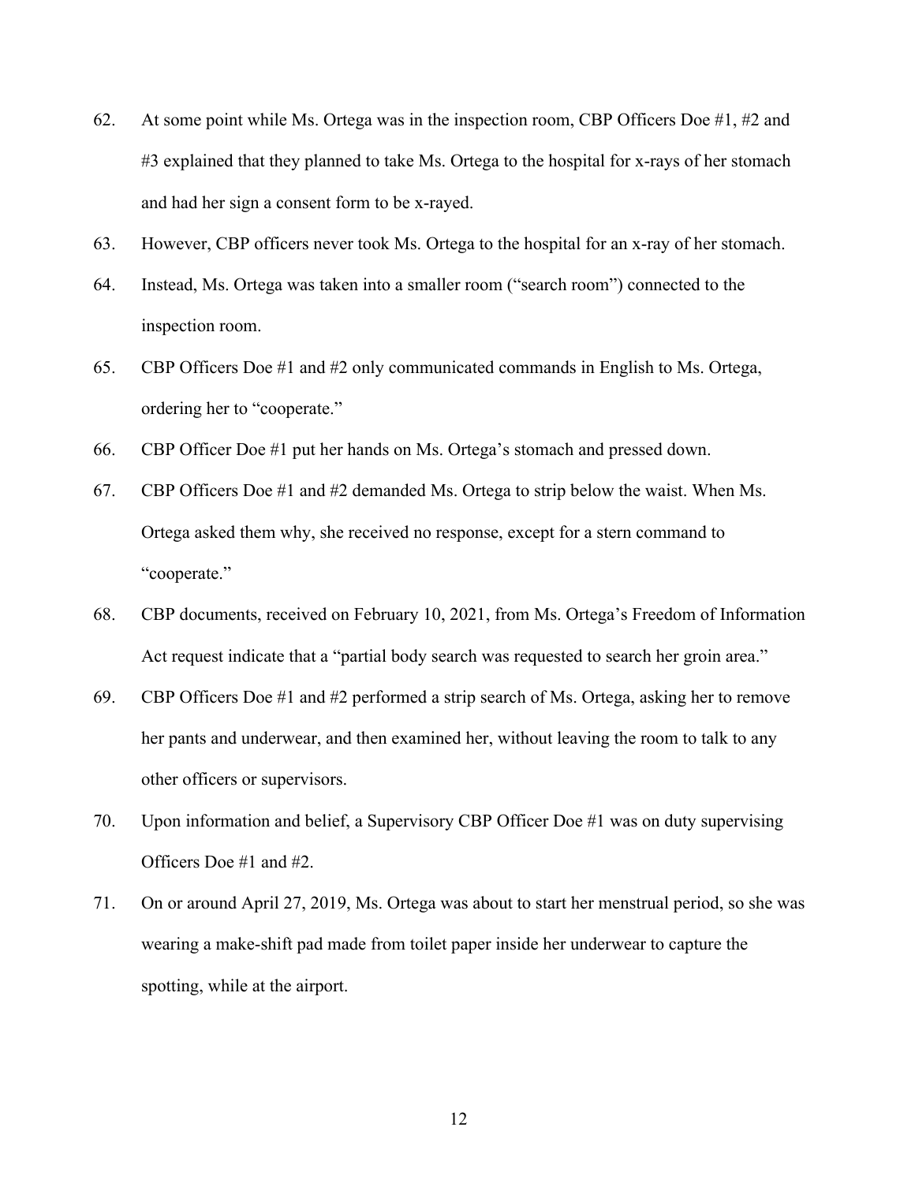62. At some point while Ms. Ortega was in the inspection room, CBP Officers Doe #1, #2 and #3 explained that they planned to take Ms. Ortega to the hospital for x-rays of her stomach and had her sign a consent form to be x-rayed.

63. However, CBP officers never took Ms. Ortega to the hospital for an x-ray of her stomach.

64. Instead, Ms. Ortega was taken into a smaller room ("search room") connected to the inspection room.

65. CBP Officers Doe #1 and #2 only communicated commands in English to Ms. Ortega, ordering her to "cooperate."

66. CBP Officer Doe #1 put her hands on Ms. Ortega's stomach and pressed down.

67. CBP Officers Doe #1 and #2 demanded Ms. Ortega to strip below the waist. When Ms. Ortega asked them why, she received no response, except for a stern command to "cooperate."

68. CBP documents, received on February 10, 2021, from Ms. Ortega's Freedom of Information Act request indicate that a "partial body search was requested to search her groin area."

69. CBP Officers Doe #1 and #2 performed a strip search of Ms. Ortega, asking her to remove her pants and underwear, and then examined her, without leaving the room to talk to any other officers or supervisors.

70. Upon information and belief, a Supervisory CBP Officer Doe #1 was on duty supervising Officers Doe #1 and #2.

71. On or around April 27, 2019, Ms. Ortega was about to start her menstrual period, so she was wearing a make-shift pad made from toilet paper inside her underwear to capture the spotting, while at the airport.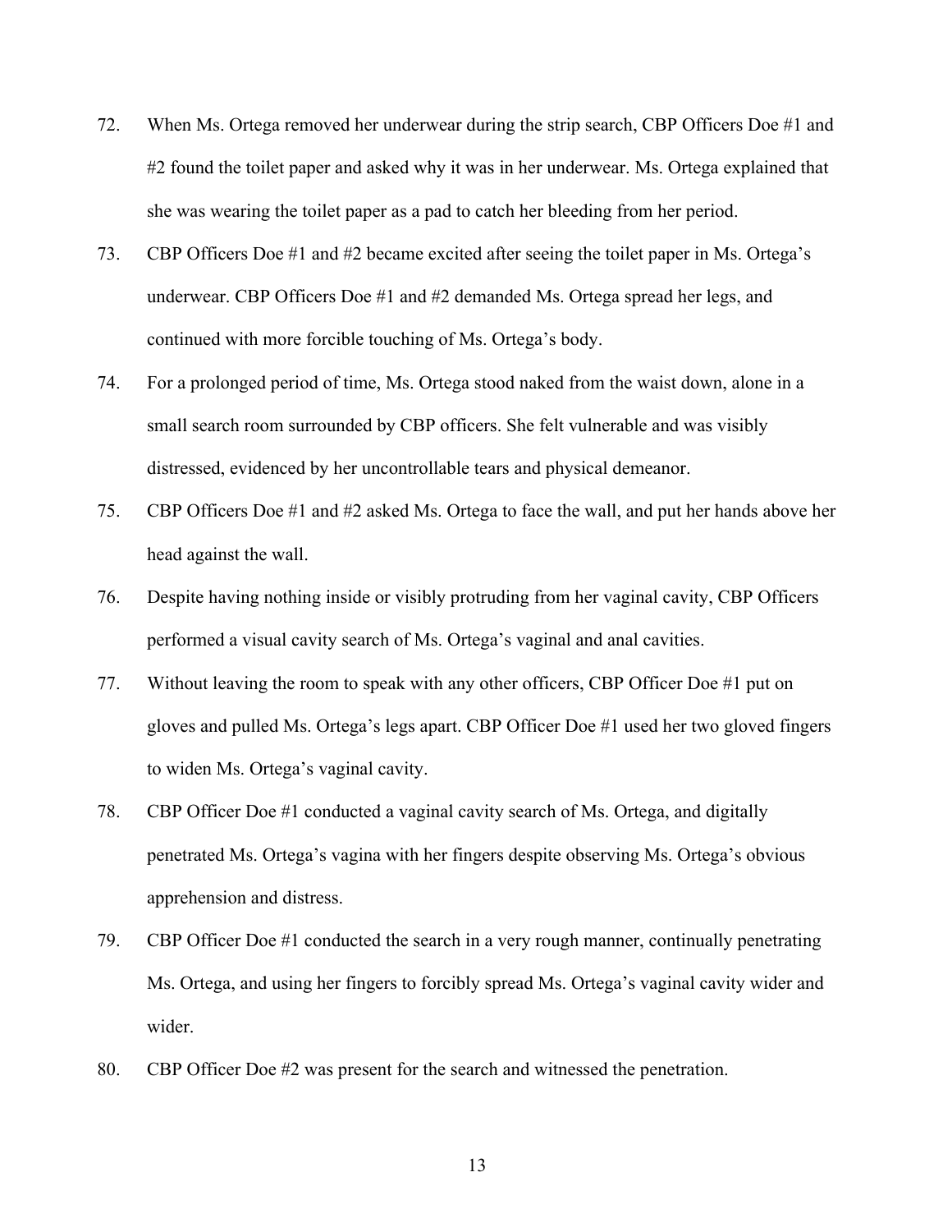72. When Ms. Ortega removed her underwear during the strip search, CBP Officers Doe #1 and #2 found the toilet paper and asked why it was in her underwear. Ms. Ortega explained that she was wearing the toilet paper as a pad to catch her bleeding from her period.

73. CBP Officers Doe #1 and #2 became excited after seeing the toilet paper in Ms. Ortega's underwear. CBP Officers Doe #1 and #2 demanded Ms. Ortega spread her legs, and continued with more forcible touching of Ms. Ortega's body.

74. For a prolonged period of time, Ms. Ortega stood naked from the waist down, alone in a small search room surrounded by CBP officers. She felt vulnerable and was visibly distressed, evidenced by her uncontrollable tears and physical demeanor.

75. CBP Officers Doe #1 and #2 asked Ms. Ortega to face the wall, and put her hands above her head against the wall.

76. Despite having nothing inside or visibly protruding from her vaginal cavity, CBP Officers performed a visual cavity search of Ms. Ortega's vaginal and anal cavities.

77. Without leaving the room to speak with any other officers, CBP Officer Doe #1 put on gloves and pulled Ms. Ortega's legs apart. CBP Officer Doe #1 used her two gloved fingers to widen Ms. Ortega's vaginal cavity.

78. CBP Officer Doe #1 conducted a vaginal cavity search of Ms. Ortega, and digitally penetrated Ms. Ortega's vagina with her fingers despite observing Ms. Ortega's obvious apprehension and distress.

79. CBP Officer Doe #1 conducted the search in a very rough manner, continually penetrating Ms. Ortega, and using her fingers to forcibly spread Ms. Ortega's vaginal cavity wider and wider.

80. CBP Officer Doe #2 was present for the search and witnessed the penetration.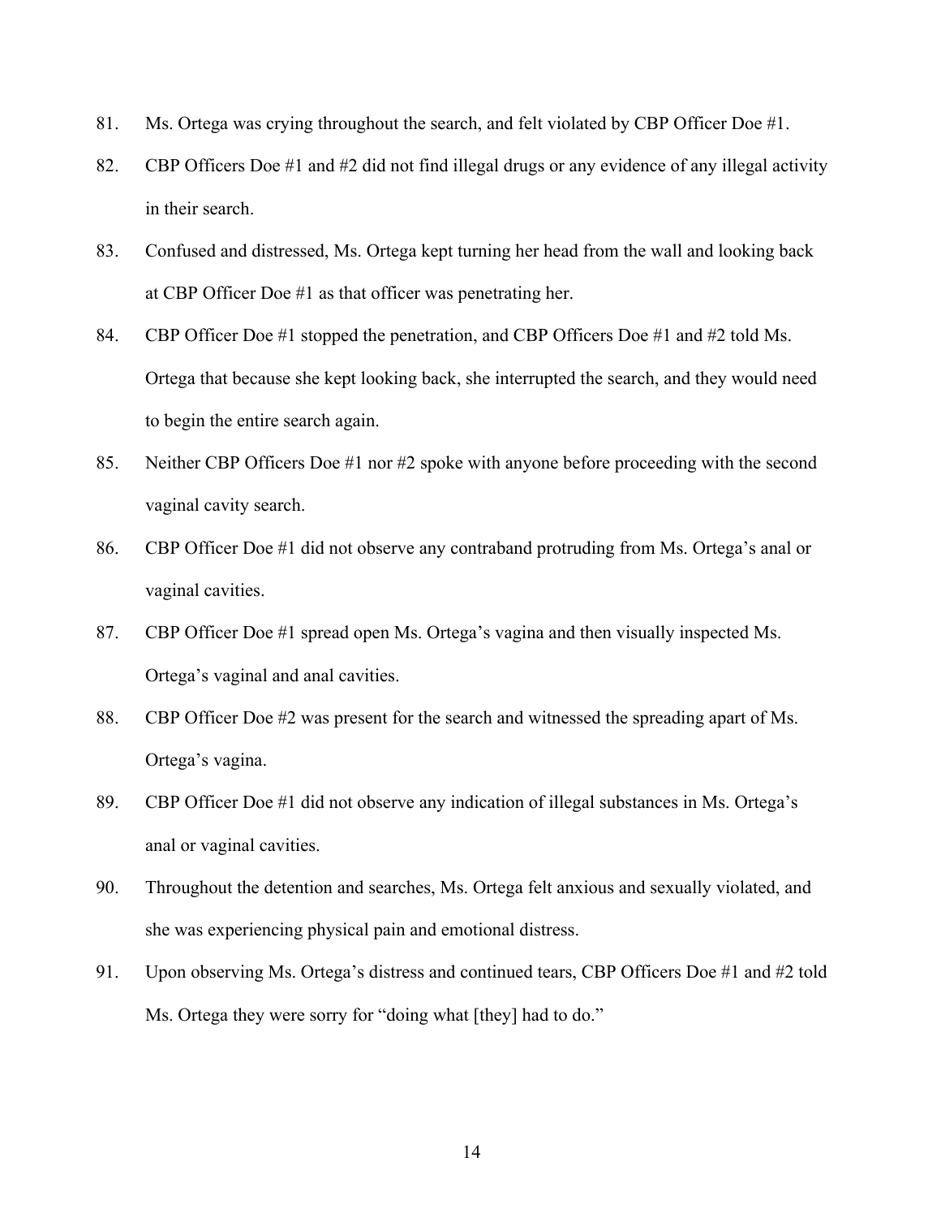81. Ms. Ortega was crying throughout the search, and felt violated by CBP Officer Doe #1.

82. CBP Officers Doe #1 and #2 did not find illegal drugs or any evidence of any illegal activity in their search.

83. Confused and distressed, Ms. Ortega kept turning her head from the wall and looking back at CBP Officer Doe #1 as that officer was penetrating her.

84. CBP Officer Doe #1 stopped the penetration, and CBP Officers Doe #1 and #2 told Ms. Ortega that because she kept looking back, she interrupted the search, and they would need to begin the entire search again.

85. Neither CBP Officers Doe #1 nor #2 spoke with anyone before proceeding with the second vaginal cavity search.

86. CBP Officer Doe #1 did not observe any contraband protruding from Ms. Ortega's anal or vaginal cavities.

87. CBP Officer Doe #1 spread open Ms. Ortega's vagina and then visually inspected Ms. Ortega's vaginal and anal cavities.

88. CBP Officer Doe #2 was present for the search and witnessed the spreading apart of Ms. Ortega's vagina.

89. CBP Officer Doe #1 did not observe any indication of illegal substances in Ms. Ortega's anal or vaginal cavities.

90. Throughout the detention and searches, Ms. Ortega felt anxious and sexually violated, and she was experiencing physical pain and emotional distress.

91. Upon observing Ms. Ortega's distress and continued tears, CBP Officers Doe #1 and #2 told Ms. Ortega they were sorry for "doing what [they] had to do."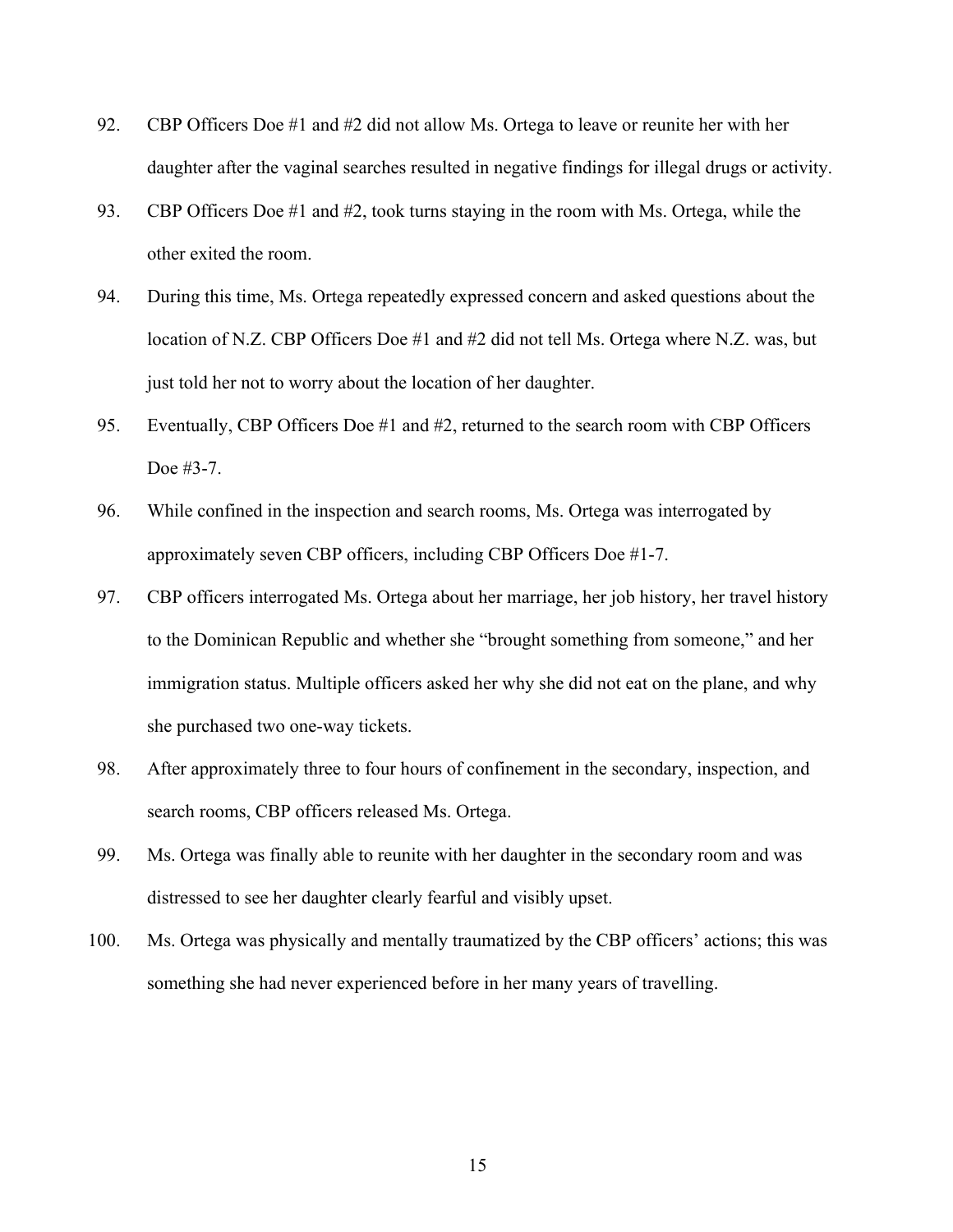92. CBP Officers Doe #1 and #2 did not allow Ms. Ortega to leave or reunite her with her daughter after the vaginal searches resulted in negative findings for illegal drugs or activity.

93. CBP Officers Doe #1 and #2, took turns staying in the room with Ms. Ortega, while the other exited the room.

94. During this time, Ms. Ortega repeatedly expressed concern and asked questions about the location of N.Z. CBP Officers Doe #1 and #2 did not tell Ms. Ortega where N.Z. was, but just told her not to worry about the location of her daughter.

95. Eventually, CBP Officers Doe #1 and #2, returned to the search room with CBP Officers Doe #3-7.

96. While confined in the inspection and search rooms, Ms. Ortega was interrogated by approximately seven CBP officers, including CBP Officers Doe #1-7.

97. CBP officers interrogated Ms. Ortega about her marriage, her job history, her travel history to the Dominican Republic and whether she "brought something from someone," and her immigration status. Multiple officers asked her why she did not eat on the plane, and why she purchased two one-way tickets.

98. After approximately three to four hours of confinement in the secondary, inspection, and search rooms, CBP officers released Ms. Ortega.

99. Ms. Ortega was finally able to reunite with her daughter in the secondary room and was distressed to see her daughter clearly fearful and visibly upset.

100. Ms. Ortega was physically and mentally traumatized by the CBP officers' actions; this was something she had never experienced before in her many years of travelling.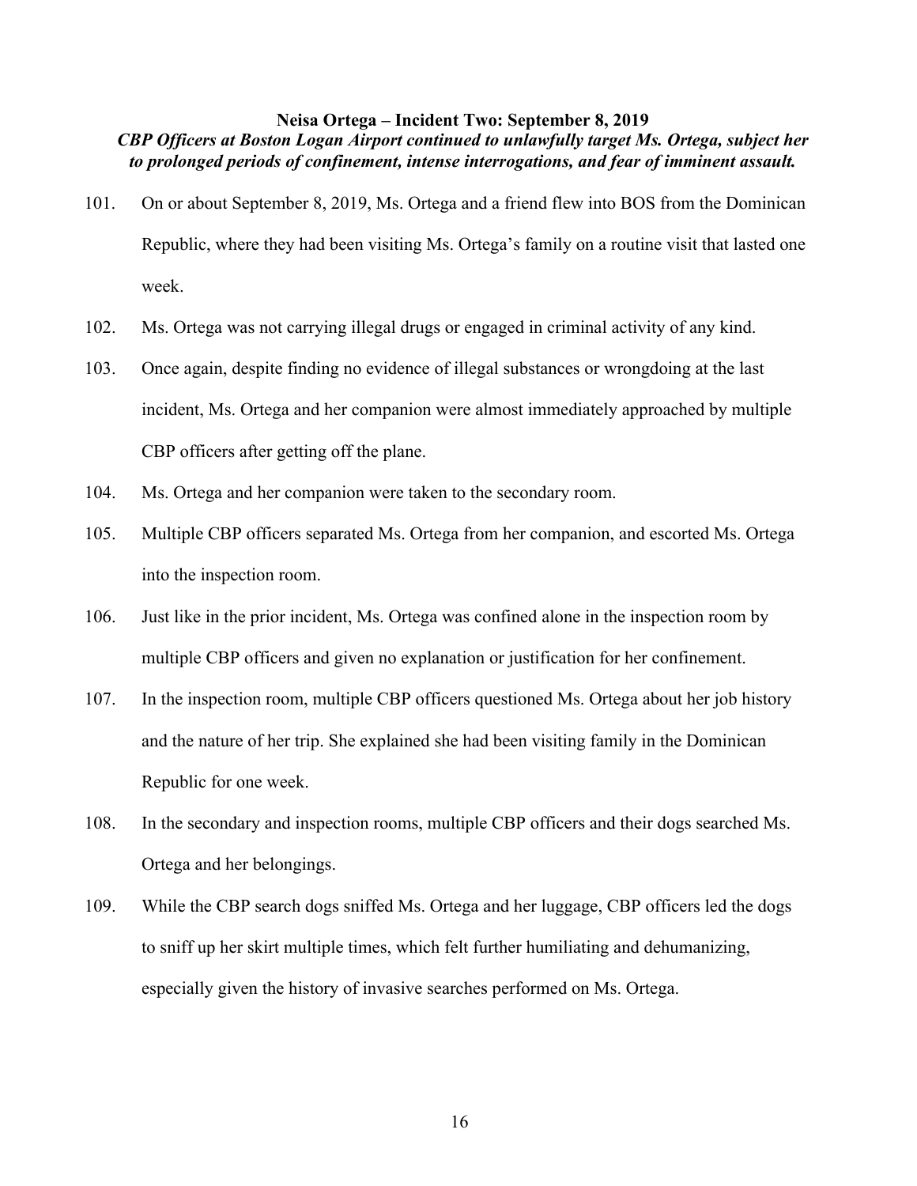**Neisa Ortega – Incident Two: September 8, 2019**

***CBP Officers at Boston Logan Airport continued to unlawfully target Ms. Ortega, subject her to prolonged periods of confinement, intense interrogations, and fear of imminent assault.***

101. On or about September 8, 2019, Ms. Ortega and a friend flew into BOS from the Dominican Republic, where they had been visiting Ms. Ortega's family on a routine visit that lasted one week.

102. Ms. Ortega was not carrying illegal drugs or engaged in criminal activity of any kind.

103. Once again, despite finding no evidence of illegal substances or wrongdoing at the last incident, Ms. Ortega and her companion were almost immediately approached by multiple CBP officers after getting off the plane.

104. Ms. Ortega and her companion were taken to the secondary room.

105. Multiple CBP officers separated Ms. Ortega from her companion, and escorted Ms. Ortega into the inspection room.

106. Just like in the prior incident, Ms. Ortega was confined alone in the inspection room by multiple CBP officers and given no explanation or justification for her confinement.

107. In the inspection room, multiple CBP officers questioned Ms. Ortega about her job history and the nature of her trip. She explained she had been visiting family in the Dominican Republic for one week.

108. In the secondary and inspection rooms, multiple CBP officers and their dogs searched Ms. Ortega and her belongings.

109. While the CBP search dogs sniffed Ms. Ortega and her luggage, CBP officers led the dogs to sniff up her skirt multiple times, which felt further humiliating and dehumanizing, especially given the history of invasive searches performed on Ms. Ortega.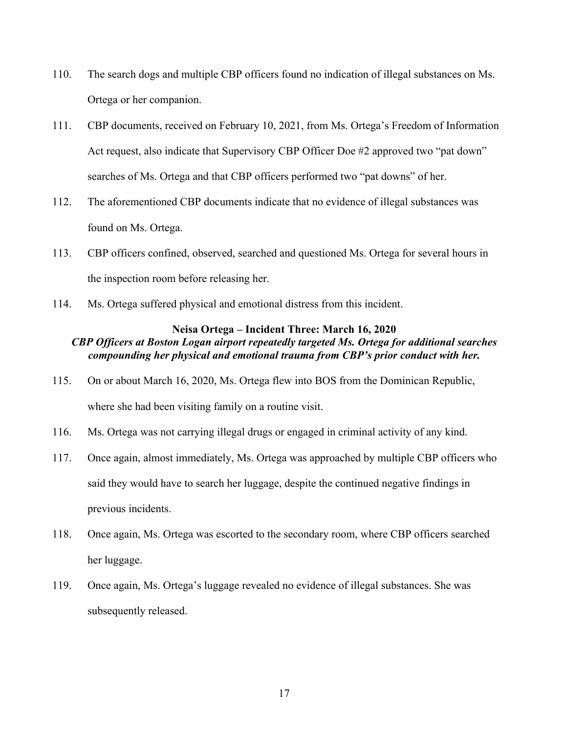110. The search dogs and multiple CBP officers found no indication of illegal substances on Ms. Ortega or her companion.

111. CBP documents, received on February 10, 2021, from Ms. Ortega's Freedom of Information Act request, also indicate that Supervisory CBP Officer Doe #2 approved two "pat down" searches of Ms. Ortega and that CBP officers performed two "pat downs" of her.

112. The aforementioned CBP documents indicate that no evidence of illegal substances was found on Ms. Ortega.

113. CBP officers confined, observed, searched and questioned Ms. Ortega for several hours in the inspection room before releasing her.

114. Ms. Ortega suffered physical and emotional distress from this incident.

**Neisa Ortega – Incident Three: March 16, 2020**

***CBP Officers at Boston Logan airport repeatedly targeted Ms. Ortega for additional searches compounding her physical and emotional trauma from CBP's prior conduct with her.***

115. On or about March 16, 2020, Ms. Ortega flew into BOS from the Dominican Republic, where she had been visiting family on a routine visit.

116. Ms. Ortega was not carrying illegal drugs or engaged in criminal activity of any kind.

117. Once again, almost immediately, Ms. Ortega was approached by multiple CBP officers who said they would have to search her luggage, despite the continued negative findings in previous incidents.

118. Once again, Ms. Ortega was escorted to the secondary room, where CBP officers searched her luggage.

119. Once again, Ms. Ortega's luggage revealed no evidence of illegal substances. She was subsequently released.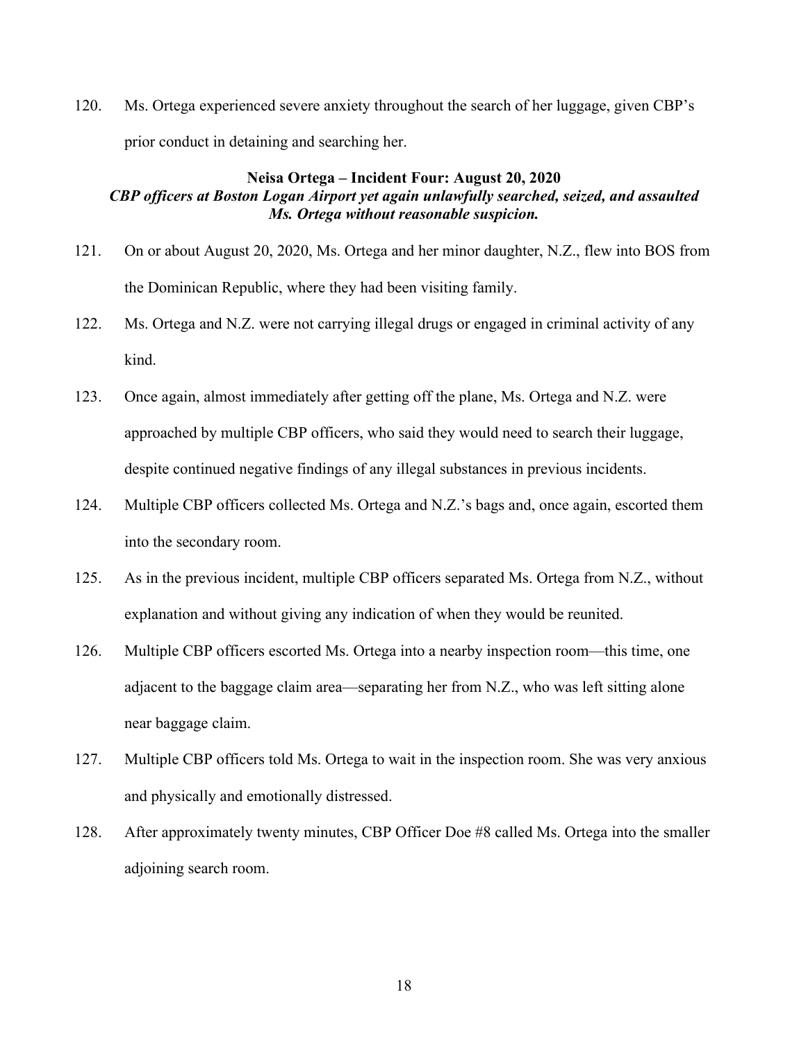120. Ms. Ortega experienced severe anxiety throughout the search of her luggage, given CBP's prior conduct in detaining and searching her.

**Neisa Ortega – Incident Four: August 20, 2020**

***CBP officers at Boston Logan Airport yet again unlawfully searched, seized, and assaulted Ms. Ortega without reasonable suspicion.***

121. On or about August 20, 2020, Ms. Ortega and her minor daughter, N.Z., flew into BOS from the Dominican Republic, where they had been visiting family.

122. Ms. Ortega and N.Z. were not carrying illegal drugs or engaged in criminal activity of any kind.

123. Once again, almost immediately after getting off the plane, Ms. Ortega and N.Z. were approached by multiple CBP officers, who said they would need to search their luggage, despite continued negative findings of any illegal substances in previous incidents.

124. Multiple CBP officers collected Ms. Ortega and N.Z.'s bags and, once again, escorted them into the secondary room.

125. As in the previous incident, multiple CBP officers separated Ms. Ortega from N.Z., without explanation and without giving any indication of when they would be reunited.

126. Multiple CBP officers escorted Ms. Ortega into a nearby inspection room—this time, one adjacent to the baggage claim area—separating her from N.Z., who was left sitting alone near baggage claim.

127. Multiple CBP officers told Ms. Ortega to wait in the inspection room. She was very anxious and physically and emotionally distressed.

128. After approximately twenty minutes, CBP Officer Doe #8 called Ms. Ortega into the smaller adjoining search room.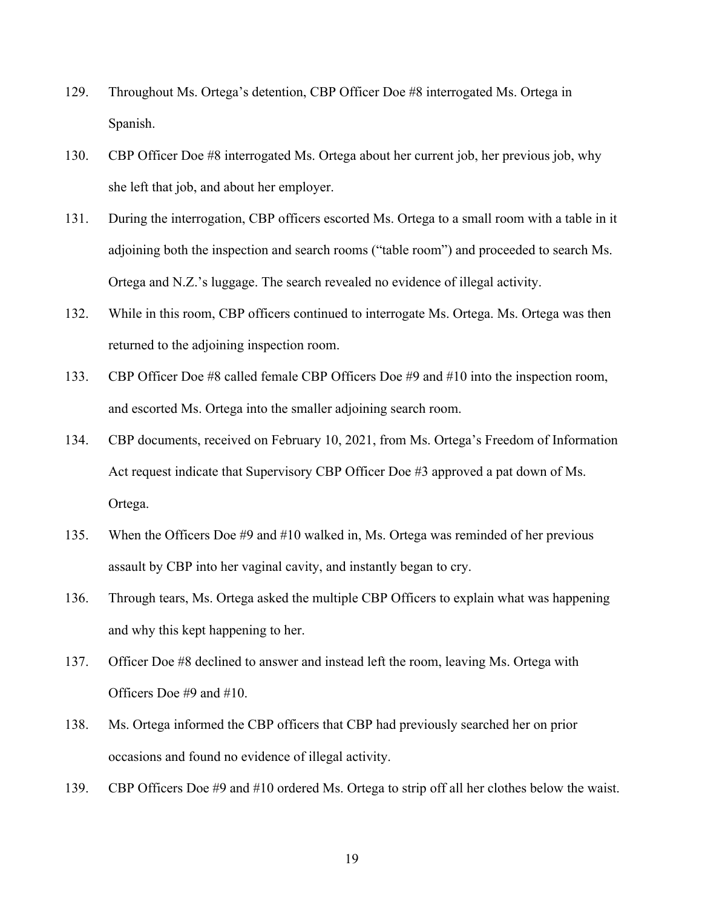129. Throughout Ms. Ortega's detention, CBP Officer Doe #8 interrogated Ms. Ortega in Spanish.

130. CBP Officer Doe #8 interrogated Ms. Ortega about her current job, her previous job, why she left that job, and about her employer.

131. During the interrogation, CBP officers escorted Ms. Ortega to a small room with a table in it adjoining both the inspection and search rooms ("table room") and proceeded to search Ms. Ortega and N.Z.'s luggage. The search revealed no evidence of illegal activity.

132. While in this room, CBP officers continued to interrogate Ms. Ortega. Ms. Ortega was then returned to the adjoining inspection room.

133. CBP Officer Doe #8 called female CBP Officers Doe #9 and #10 into the inspection room, and escorted Ms. Ortega into the smaller adjoining search room.

134. CBP documents, received on February 10, 2021, from Ms. Ortega's Freedom of Information Act request indicate that Supervisory CBP Officer Doe #3 approved a pat down of Ms. Ortega.

135. When the Officers Doe #9 and #10 walked in, Ms. Ortega was reminded of her previous assault by CBP into her vaginal cavity, and instantly began to cry.

136. Through tears, Ms. Ortega asked the multiple CBP Officers to explain what was happening and why this kept happening to her.

137. Officer Doe #8 declined to answer and instead left the room, leaving Ms. Ortega with Officers Doe #9 and #10.

138. Ms. Ortega informed the CBP officers that CBP had previously searched her on prior occasions and found no evidence of illegal activity.

139. CBP Officers Doe #9 and #10 ordered Ms. Ortega to strip off all her clothes below the waist.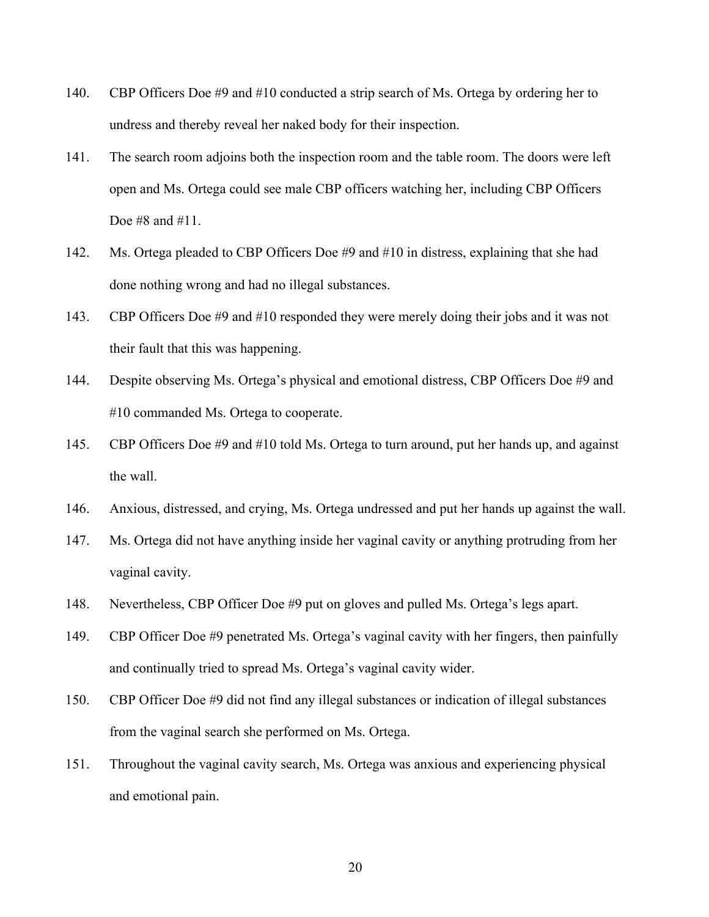140. CBP Officers Doe #9 and #10 conducted a strip search of Ms. Ortega by ordering her to undress and thereby reveal her naked body for their inspection.

141. The search room adjoins both the inspection room and the table room. The doors were left open and Ms. Ortega could see male CBP officers watching her, including CBP Officers Doe #8 and #11.

142. Ms. Ortega pleaded to CBP Officers Doe #9 and #10 in distress, explaining that she had done nothing wrong and had no illegal substances.

143. CBP Officers Doe #9 and #10 responded they were merely doing their jobs and it was not their fault that this was happening.

144. Despite observing Ms. Ortega's physical and emotional distress, CBP Officers Doe #9 and #10 commanded Ms. Ortega to cooperate.

145. CBP Officers Doe #9 and #10 told Ms. Ortega to turn around, put her hands up, and against the wall.

146. Anxious, distressed, and crying, Ms. Ortega undressed and put her hands up against the wall.

147. Ms. Ortega did not have anything inside her vaginal cavity or anything protruding from her vaginal cavity.

148. Nevertheless, CBP Officer Doe #9 put on gloves and pulled Ms. Ortega's legs apart.

149. CBP Officer Doe #9 penetrated Ms. Ortega's vaginal cavity with her fingers, then painfully and continually tried to spread Ms. Ortega's vaginal cavity wider.

150. CBP Officer Doe #9 did not find any illegal substances or indication of illegal substances from the vaginal search she performed on Ms. Ortega.

151. Throughout the vaginal cavity search, Ms. Ortega was anxious and experiencing physical and emotional pain.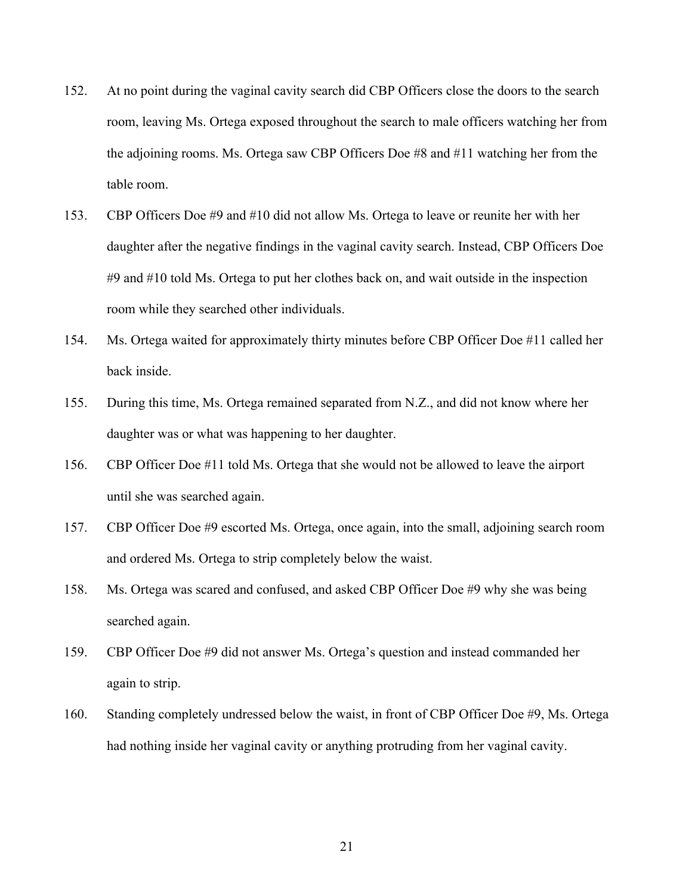152. At no point during the vaginal cavity search did CBP Officers close the doors to the search room, leaving Ms. Ortega exposed throughout the search to male officers watching her from the adjoining rooms. Ms. Ortega saw CBP Officers Doe #8 and #11 watching her from the table room.

153. CBP Officers Doe #9 and #10 did not allow Ms. Ortega to leave or reunite her with her daughter after the negative findings in the vaginal cavity search. Instead, CBP Officers Doe #9 and #10 told Ms. Ortega to put her clothes back on, and wait outside in the inspection room while they searched other individuals.

154. Ms. Ortega waited for approximately thirty minutes before CBP Officer Doe #11 called her back inside.

155. During this time, Ms. Ortega remained separated from N.Z., and did not know where her daughter was or what was happening to her daughter.

156. CBP Officer Doe #11 told Ms. Ortega that she would not be allowed to leave the airport until she was searched again.

157. CBP Officer Doe #9 escorted Ms. Ortega, once again, into the small, adjoining search room and ordered Ms. Ortega to strip completely below the waist.

158. Ms. Ortega was scared and confused, and asked CBP Officer Doe #9 why she was being searched again.

159. CBP Officer Doe #9 did not answer Ms. Ortega's question and instead commanded her again to strip.

160. Standing completely undressed below the waist, in front of CBP Officer Doe #9, Ms. Ortega had nothing inside her vaginal cavity or anything protruding from her vaginal cavity.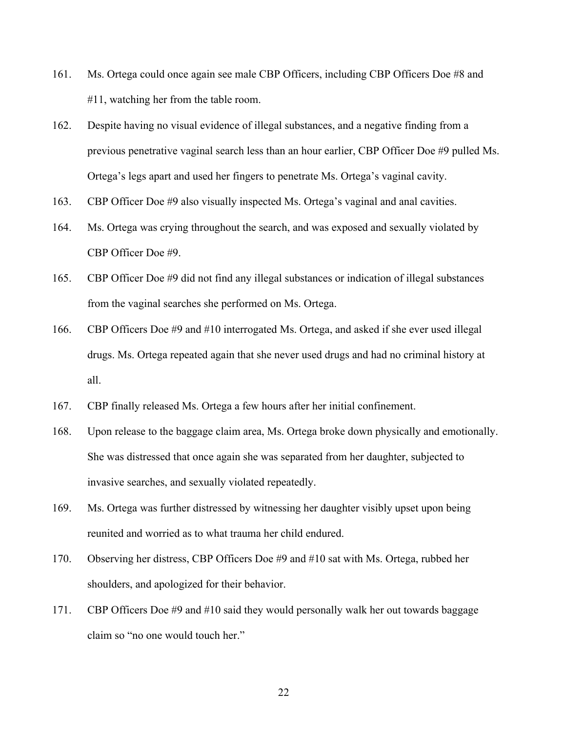161. Ms. Ortega could once again see male CBP Officers, including CBP Officers Doe #8 and #11, watching her from the table room.

162. Despite having no visual evidence of illegal substances, and a negative finding from a previous penetrative vaginal search less than an hour earlier, CBP Officer Doe #9 pulled Ms. Ortega's legs apart and used her fingers to penetrate Ms. Ortega's vaginal cavity.

163. CBP Officer Doe #9 also visually inspected Ms. Ortega's vaginal and anal cavities.

164. Ms. Ortega was crying throughout the search, and was exposed and sexually violated by CBP Officer Doe #9.

165. CBP Officer Doe #9 did not find any illegal substances or indication of illegal substances from the vaginal searches she performed on Ms. Ortega.

166. CBP Officers Doe #9 and #10 interrogated Ms. Ortega, and asked if she ever used illegal drugs. Ms. Ortega repeated again that she never used drugs and had no criminal history at all.

167. CBP finally released Ms. Ortega a few hours after her initial confinement.

168. Upon release to the baggage claim area, Ms. Ortega broke down physically and emotionally. She was distressed that once again she was separated from her daughter, subjected to invasive searches, and sexually violated repeatedly.

169. Ms. Ortega was further distressed by witnessing her daughter visibly upset upon being reunited and worried as to what trauma her child endured.

170. Observing her distress, CBP Officers Doe #9 and #10 sat with Ms. Ortega, rubbed her shoulders, and apologized for their behavior.

171. CBP Officers Doe #9 and #10 said they would personally walk her out towards baggage claim so "no one would touch her."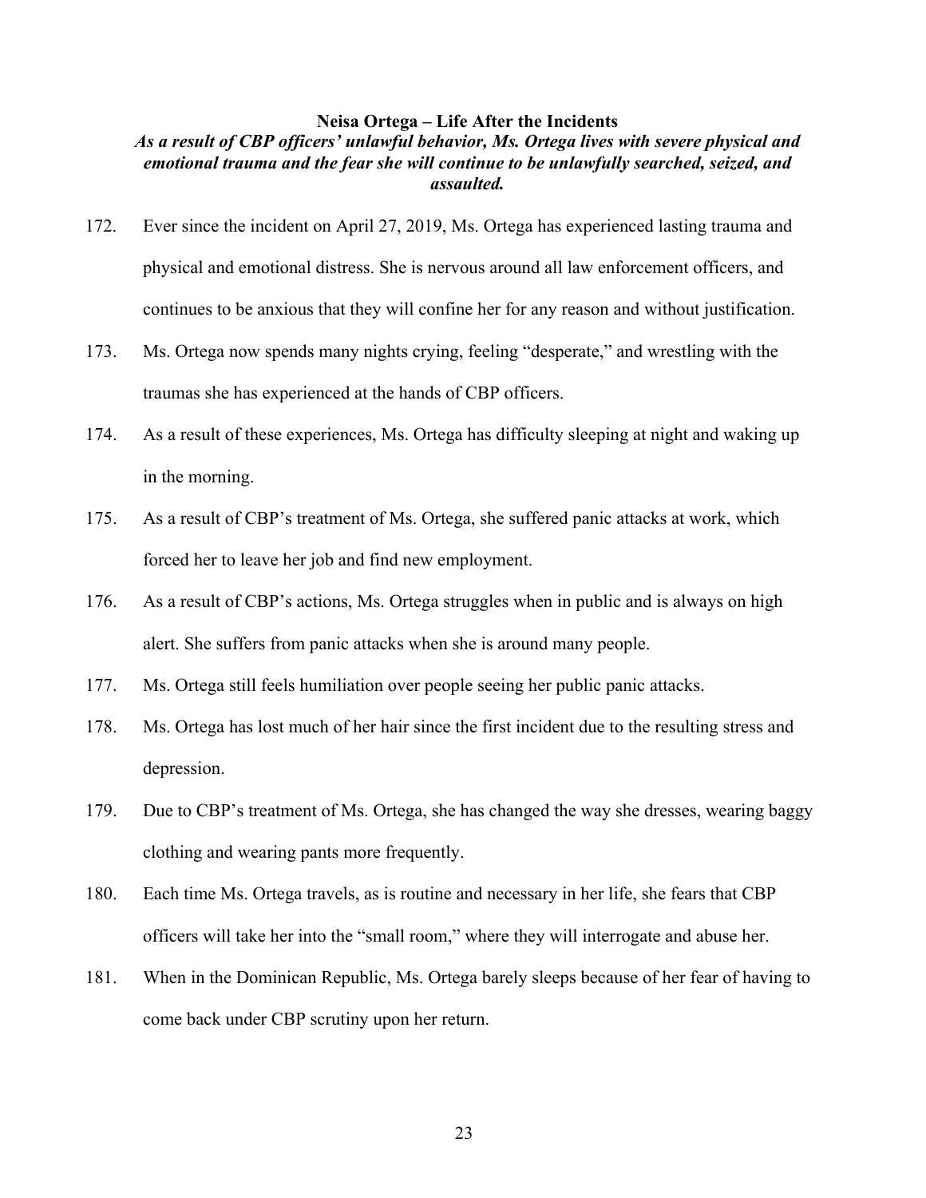**Neisa Ortega – Life After the Incidents**

***As a result of CBP officers' unlawful behavior, Ms. Ortega lives with severe physical and emotional trauma and the fear she will continue to be unlawfully searched, seized, and assaulted.***

172. Ever since the incident on April 27, 2019, Ms. Ortega has experienced lasting trauma and physical and emotional distress. She is nervous around all law enforcement officers, and continues to be anxious that they will confine her for any reason and without justification.

173. Ms. Ortega now spends many nights crying, feeling "desperate," and wrestling with the traumas she has experienced at the hands of CBP officers.

174. As a result of these experiences, Ms. Ortega has difficulty sleeping at night and waking up in the morning.

175. As a result of CBP's treatment of Ms. Ortega, she suffered panic attacks at work, which forced her to leave her job and find new employment.

176. As a result of CBP's actions, Ms. Ortega struggles when in public and is always on high alert. She suffers from panic attacks when she is around many people.

177. Ms. Ortega still feels humiliation over people seeing her public panic attacks.

178. Ms. Ortega has lost much of her hair since the first incident due to the resulting stress and depression.

179. Due to CBP's treatment of Ms. Ortega, she has changed the way she dresses, wearing baggy clothing and wearing pants more frequently.

180. Each time Ms. Ortega travels, as is routine and necessary in her life, she fears that CBP officers will take her into the "small room," where they will interrogate and abuse her.

181. When in the Dominican Republic, Ms. Ortega barely sleeps because of her fear of having to come back under CBP scrutiny upon her return.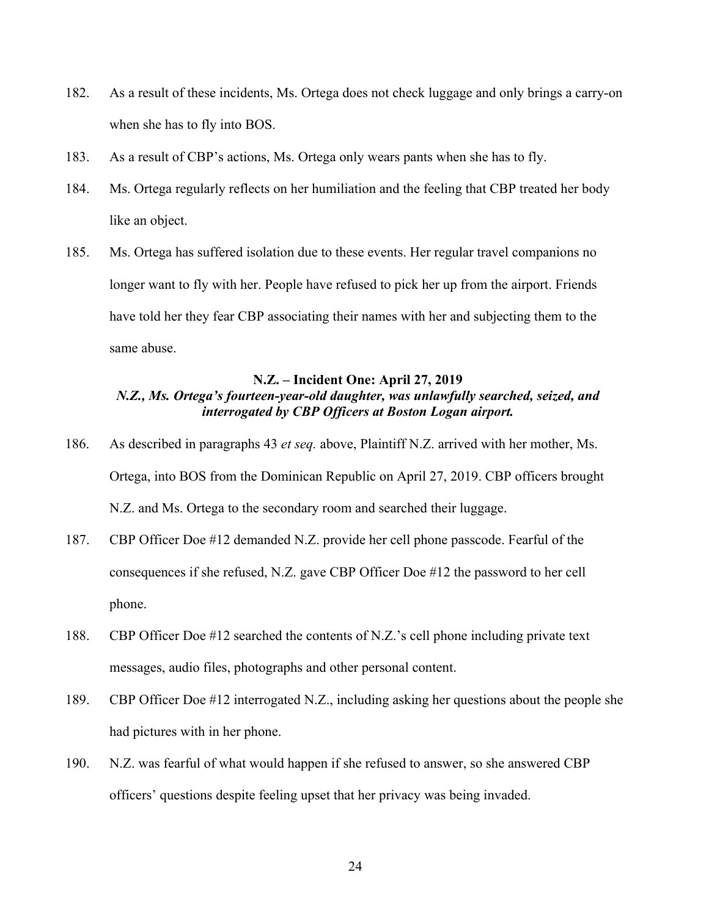182. As a result of these incidents, Ms. Ortega does not check luggage and only brings a carry-on when she has to fly into BOS.

183. As a result of CBP's actions, Ms. Ortega only wears pants when she has to fly.

184. Ms. Ortega regularly reflects on her humiliation and the feeling that CBP treated her body like an object.

185. Ms. Ortega has suffered isolation due to these events. Her regular travel companions no longer want to fly with her. People have refused to pick her up from the airport. Friends have told her they fear CBP associating their names with her and subjecting them to the same abuse.

**N.Z. – Incident One: April 27, 2019**

***N.Z., Ms. Ortega's fourteen-year-old daughter, was unlawfully searched, seized, and interrogated by CBP Officers at Boston Logan airport.***

186. As described in paragraphs 43 *et seq.* above, Plaintiff N.Z. arrived with her mother, Ms. Ortega, into BOS from the Dominican Republic on April 27, 2019. CBP officers brought N.Z. and Ms. Ortega to the secondary room and searched their luggage.

187. CBP Officer Doe #12 demanded N.Z. provide her cell phone passcode. Fearful of the consequences if she refused, N.Z. gave CBP Officer Doe #12 the password to her cell phone.

188. CBP Officer Doe #12 searched the contents of N.Z.'s cell phone including private text messages, audio files, photographs and other personal content.

189. CBP Officer Doe #12 interrogated N.Z., including asking her questions about the people she had pictures with in her phone.

190. N.Z. was fearful of what would happen if she refused to answer, so she answered CBP officers' questions despite feeling upset that her privacy was being invaded.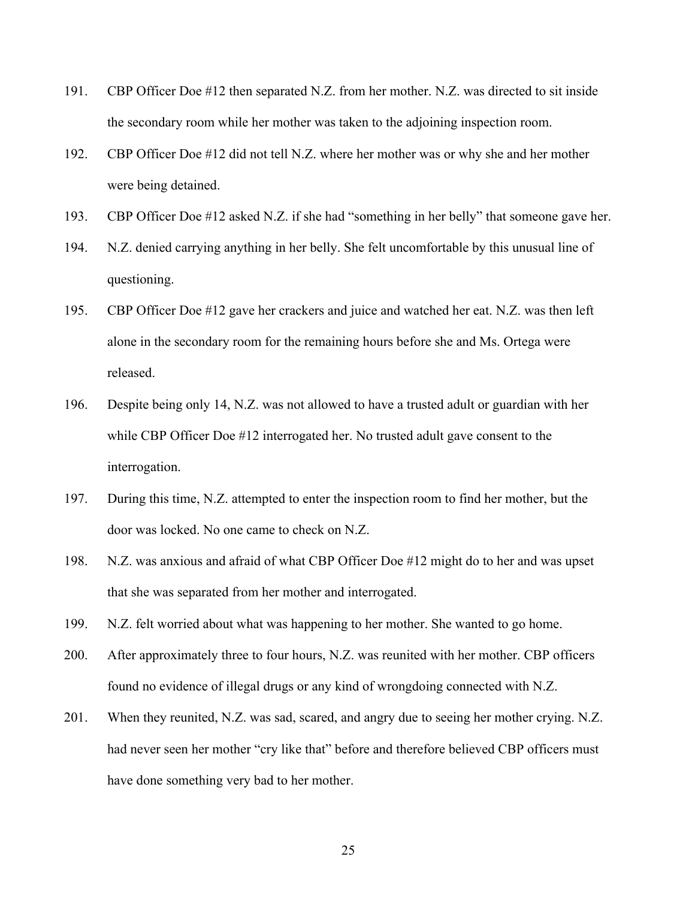191. CBP Officer Doe #12 then separated N.Z. from her mother. N.Z. was directed to sit inside the secondary room while her mother was taken to the adjoining inspection room.

192. CBP Officer Doe #12 did not tell N.Z. where her mother was or why she and her mother were being detained.

193. CBP Officer Doe #12 asked N.Z. if she had "something in her belly" that someone gave her.

194. N.Z. denied carrying anything in her belly. She felt uncomfortable by this unusual line of questioning.

195. CBP Officer Doe #12 gave her crackers and juice and watched her eat. N.Z. was then left alone in the secondary room for the remaining hours before she and Ms. Ortega were released.

196. Despite being only 14, N.Z. was not allowed to have a trusted adult or guardian with her while CBP Officer Doe #12 interrogated her. No trusted adult gave consent to the interrogation.

197. During this time, N.Z. attempted to enter the inspection room to find her mother, but the door was locked. No one came to check on N.Z.

198. N.Z. was anxious and afraid of what CBP Officer Doe #12 might do to her and was upset that she was separated from her mother and interrogated.

199. N.Z. felt worried about what was happening to her mother. She wanted to go home.

200. After approximately three to four hours, N.Z. was reunited with her mother. CBP officers found no evidence of illegal drugs or any kind of wrongdoing connected with N.Z.

201. When they reunited, N.Z. was sad, scared, and angry due to seeing her mother crying. N.Z. had never seen her mother "cry like that" before and therefore believed CBP officers must have done something very bad to her mother.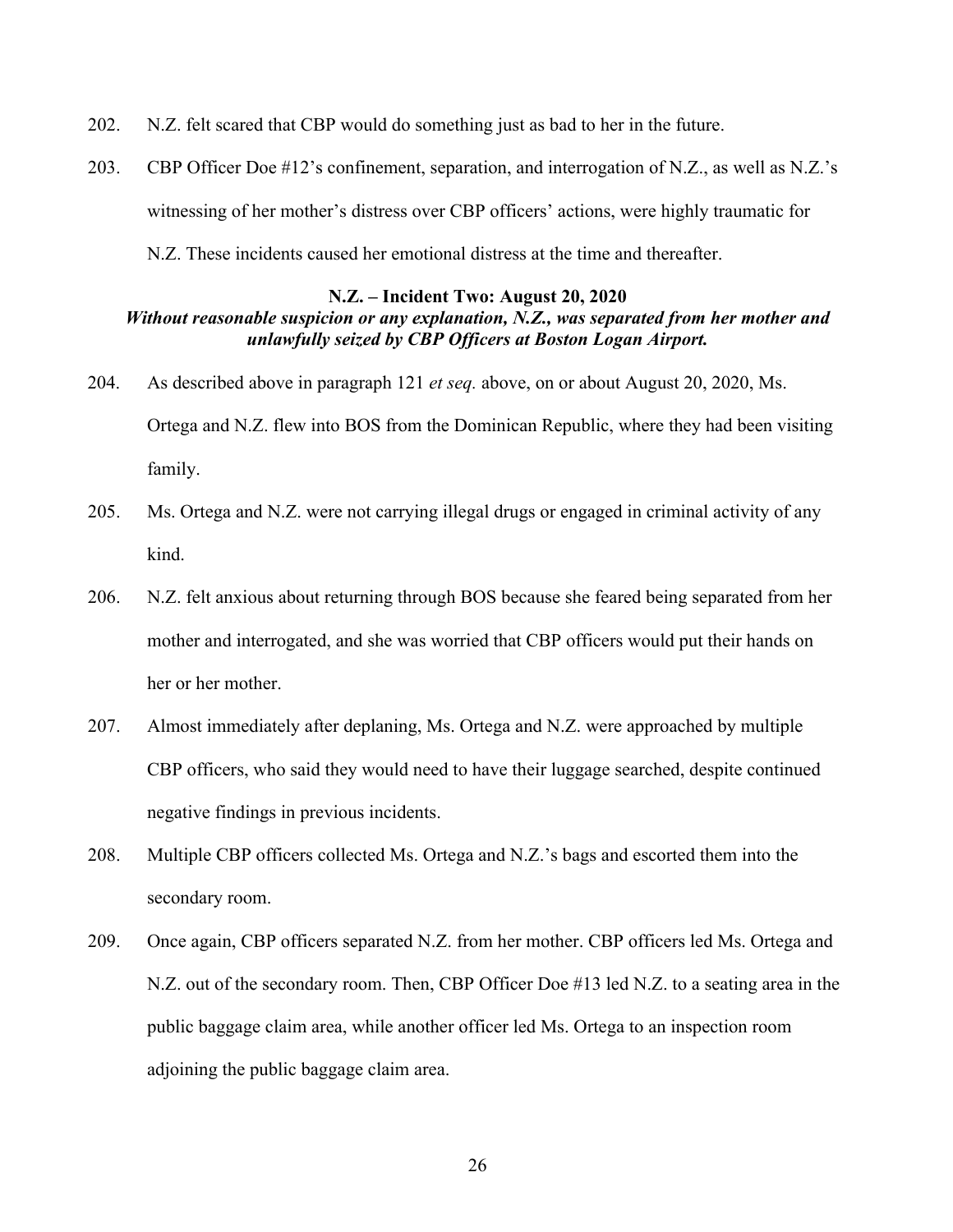202. N.Z. felt scared that CBP would do something just as bad to her in the future.

203. CBP Officer Doe #12's confinement, separation, and interrogation of N.Z., as well as N.Z.'s witnessing of her mother's distress over CBP officers' actions, were highly traumatic for N.Z. These incidents caused her emotional distress at the time and thereafter.

**N.Z. – Incident Two: August 20, 2020**

***Without reasonable suspicion or any explanation, N.Z., was separated from her mother and unlawfully seized by CBP Officers at Boston Logan Airport.***

204. As described above in paragraph 121 *et seq.* above, on or about August 20, 2020, Ms. Ortega and N.Z. flew into BOS from the Dominican Republic, where they had been visiting family.

205. Ms. Ortega and N.Z. were not carrying illegal drugs or engaged in criminal activity of any kind.

206. N.Z. felt anxious about returning through BOS because she feared being separated from her mother and interrogated, and she was worried that CBP officers would put their hands on her or her mother.

207. Almost immediately after deplaning, Ms. Ortega and N.Z. were approached by multiple CBP officers, who said they would need to have their luggage searched, despite continued negative findings in previous incidents.

208. Multiple CBP officers collected Ms. Ortega and N.Z.'s bags and escorted them into the secondary room.

209. Once again, CBP officers separated N.Z. from her mother. CBP officers led Ms. Ortega and N.Z. out of the secondary room. Then, CBP Officer Doe #13 led N.Z. to a seating area in the public baggage claim area, while another officer led Ms. Ortega to an inspection room adjoining the public baggage claim area.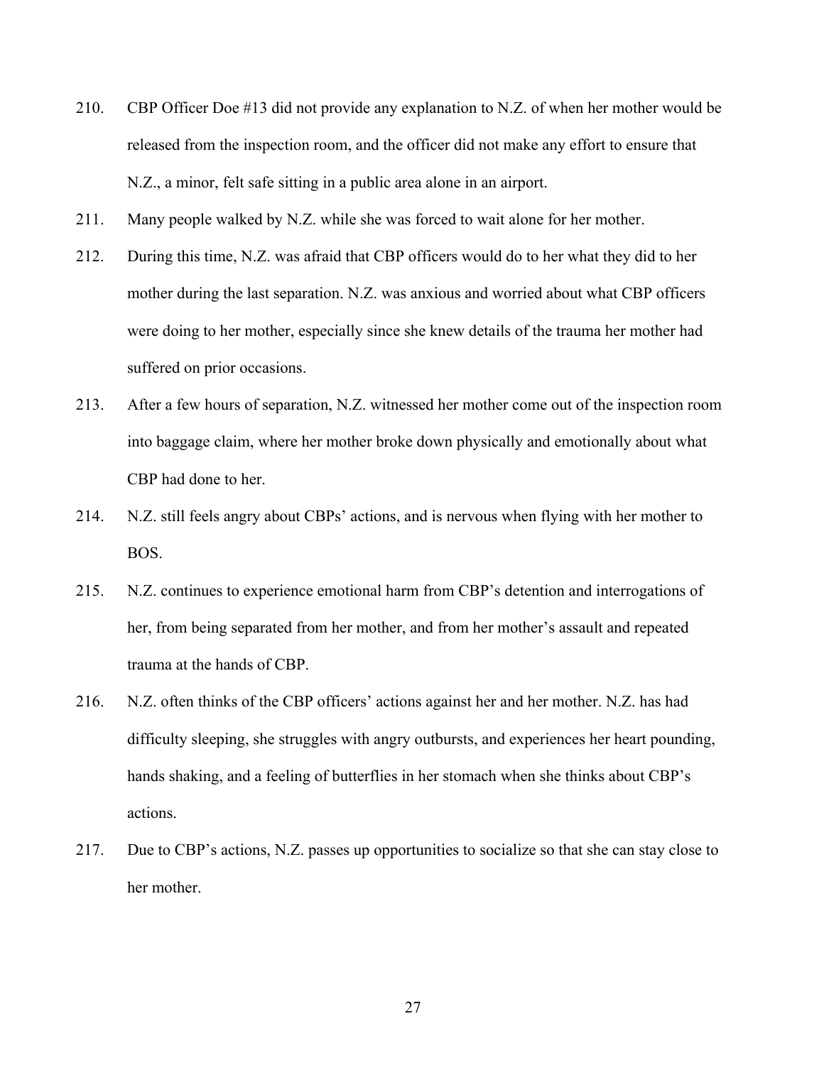210. CBP Officer Doe #13 did not provide any explanation to N.Z. of when her mother would be released from the inspection room, and the officer did not make any effort to ensure that N.Z., a minor, felt safe sitting in a public area alone in an airport.

211. Many people walked by N.Z. while she was forced to wait alone for her mother.

212. During this time, N.Z. was afraid that CBP officers would do to her what they did to her mother during the last separation. N.Z. was anxious and worried about what CBP officers were doing to her mother, especially since she knew details of the trauma her mother had suffered on prior occasions.

213. After a few hours of separation, N.Z. witnessed her mother come out of the inspection room into baggage claim, where her mother broke down physically and emotionally about what CBP had done to her.

214. N.Z. still feels angry about CBPs' actions, and is nervous when flying with her mother to BOS.

215. N.Z. continues to experience emotional harm from CBP's detention and interrogations of her, from being separated from her mother, and from her mother's assault and repeated trauma at the hands of CBP.

216. N.Z. often thinks of the CBP officers' actions against her and her mother. N.Z. has had difficulty sleeping, she struggles with angry outbursts, and experiences her heart pounding, hands shaking, and a feeling of butterflies in her stomach when she thinks about CBP's actions.

217. Due to CBP's actions, N.Z. passes up opportunities to socialize so that she can stay close to her mother.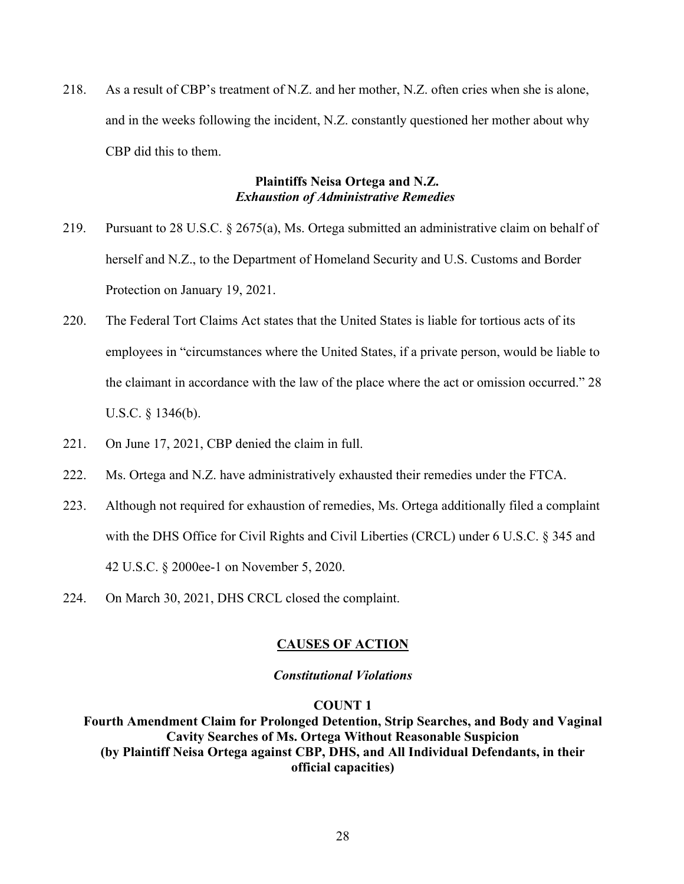218. As a result of CBP's treatment of N.Z. and her mother, N.Z. often cries when she is alone, and in the weeks following the incident, N.Z. constantly questioned her mother about why CBP did this to them.

**Plaintiffs Neisa Ortega and N.Z.**
***Exhaustion of Administrative Remedies***

219. Pursuant to 28 U.S.C. § 2675(a), Ms. Ortega submitted an administrative claim on behalf of herself and N.Z., to the Department of Homeland Security and U.S. Customs and Border Protection on January 19, 2021.

220. The Federal Tort Claims Act states that the United States is liable for tortious acts of its employees in "circumstances where the United States, if a private person, would be liable to the claimant in accordance with the law of the place where the act or omission occurred." 28 U.S.C. § 1346(b).

221. On June 17, 2021, CBP denied the claim in full.

222. Ms. Ortega and N.Z. have administratively exhausted their remedies under the FTCA.

223. Although not required for exhaustion of remedies, Ms. Ortega additionally filed a complaint with the DHS Office for Civil Rights and Civil Liberties (CRCL) under 6 U.S.C. § 345 and 42 U.S.C. § 2000ee-1 on November 5, 2020.

224. On March 30, 2021, DHS CRCL closed the complaint.

## CAUSES OF ACTION

### *Constitutional Violations*

**COUNT 1**

**Fourth Amendment Claim for Prolonged Detention, Strip Searches, and Body and Vaginal Cavity Searches of Ms. Ortega Without Reasonable Suspicion (by Plaintiff Neisa Ortega against CBP, DHS, and All Individual Defendants, in their official capacities)**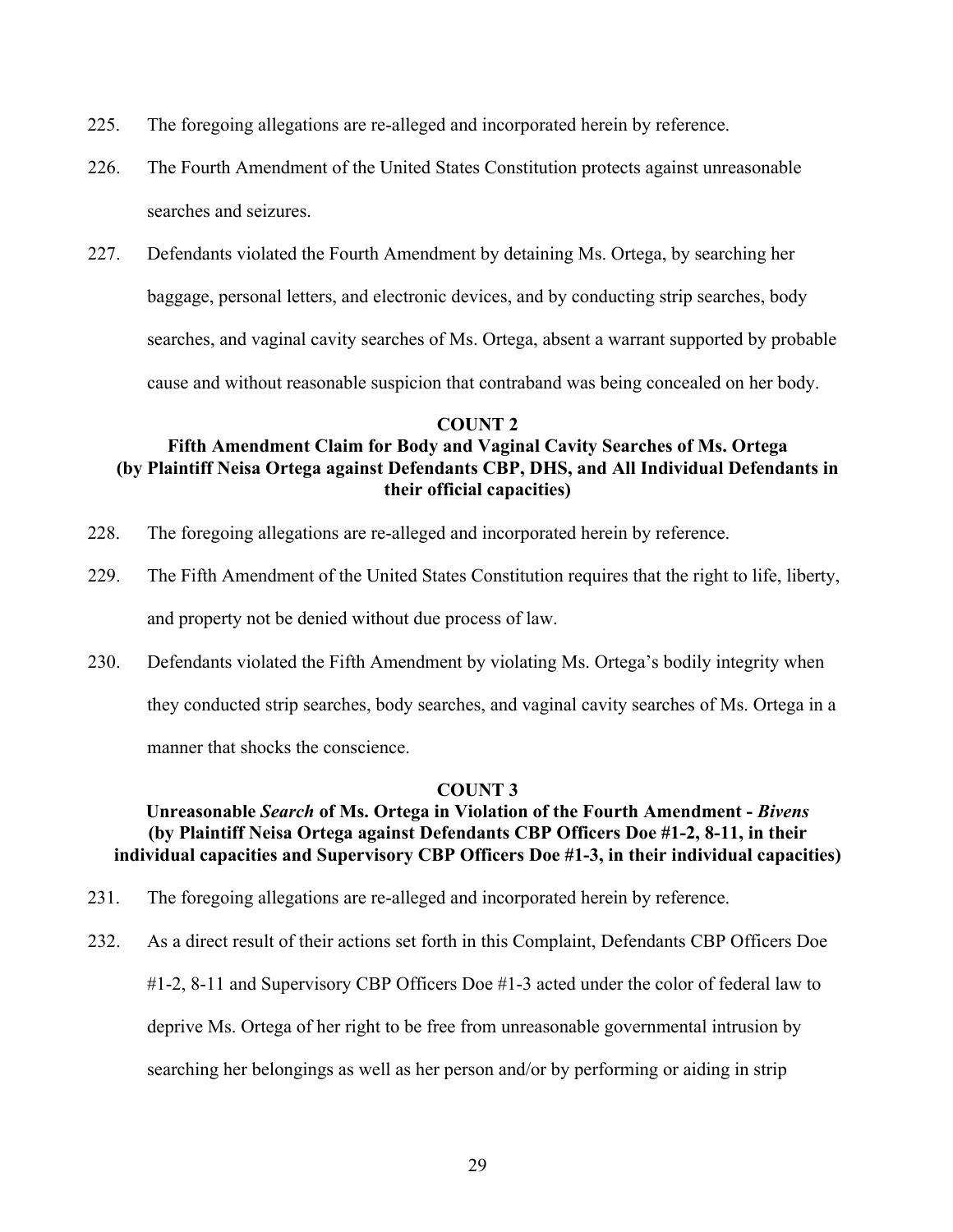225. The foregoing allegations are re-alleged and incorporated herein by reference.

226. The Fourth Amendment of the United States Constitution protects against unreasonable searches and seizures.

227. Defendants violated the Fourth Amendment by detaining Ms. Ortega, by searching her baggage, personal letters, and electronic devices, and by conducting strip searches, body searches, and vaginal cavity searches of Ms. Ortega, absent a warrant supported by probable cause and without reasonable suspicion that contraband was being concealed on her body.

### COUNT 2

### Fifth Amendment Claim for Body and Vaginal Cavity Searches of Ms. Ortega (by Plaintiff Neisa Ortega against Defendants CBP, DHS, and All Individual Defendants in their official capacities)

228. The foregoing allegations are re-alleged and incorporated herein by reference.

229. The Fifth Amendment of the United States Constitution requires that the right to life, liberty, and property not be denied without due process of law.

230. Defendants violated the Fifth Amendment by violating Ms. Ortega's bodily integrity when they conducted strip searches, body searches, and vaginal cavity searches of Ms. Ortega in a manner that shocks the conscience.

### COUNT 3

### Unreasonable *Search* of Ms. Ortega in Violation of the Fourth Amendment - *Bivens* (by Plaintiff Neisa Ortega against Defendants CBP Officers Doe #1-2, 8-11, in their individual capacities and Supervisory CBP Officers Doe #1-3, in their individual capacities)

231. The foregoing allegations are re-alleged and incorporated herein by reference.

232. As a direct result of their actions set forth in this Complaint, Defendants CBP Officers Doe #1-2, 8-11 and Supervisory CBP Officers Doe #1-3 acted under the color of federal law to deprive Ms. Ortega of her right to be free from unreasonable governmental intrusion by searching her belongings as well as her person and/or by performing or aiding in strip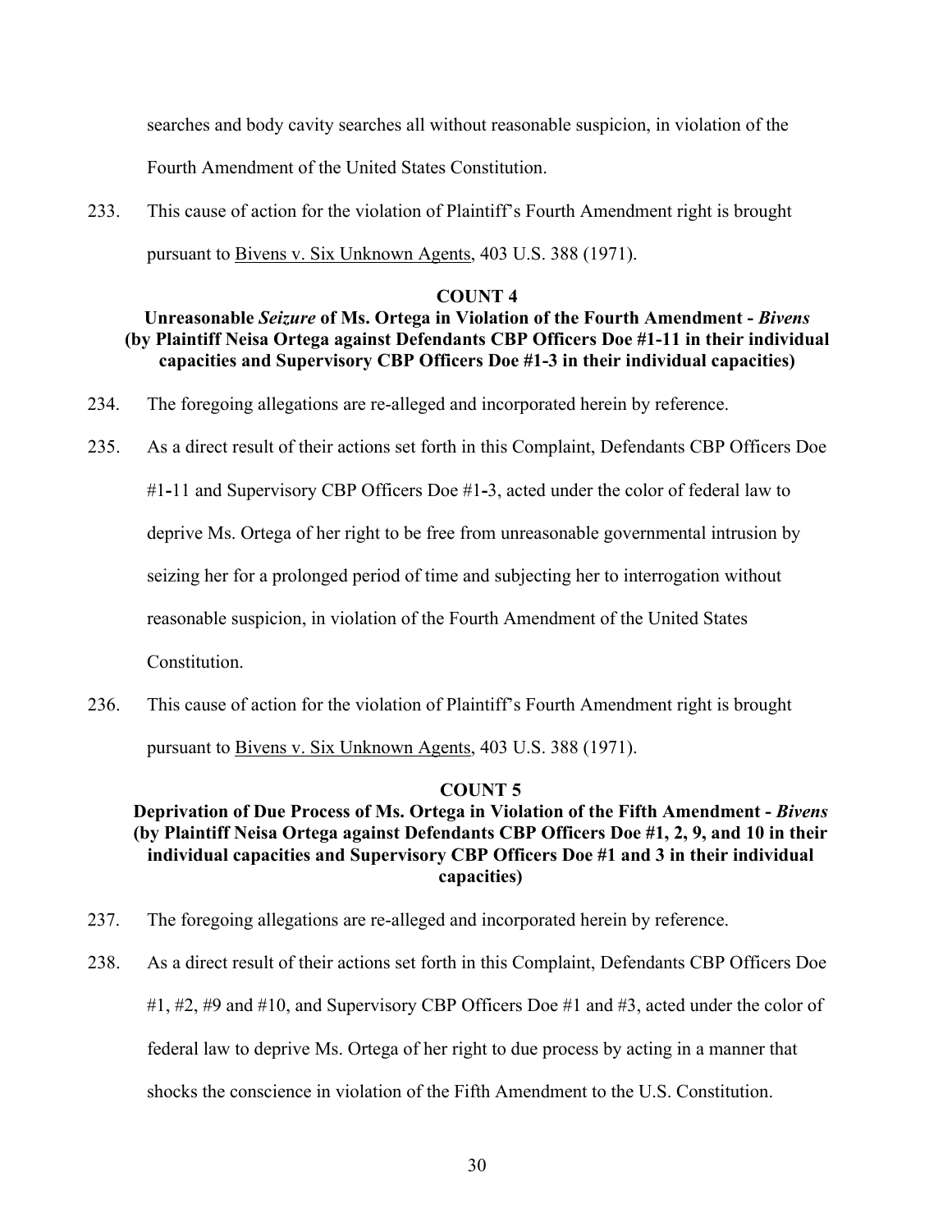searches and body cavity searches all without reasonable suspicion, in violation of the Fourth Amendment of the United States Constitution.

233. This cause of action for the violation of Plaintiff's Fourth Amendment right is brought pursuant to Bivens v. Six Unknown Agents, 403 U.S. 388 (1971).

**COUNT 4**

**Unreasonable *Seizure* of Ms. Ortega in Violation of the Fourth Amendment - *Bivens* (by Plaintiff Neisa Ortega against Defendants CBP Officers Doe #1-11 in their individual capacities and Supervisory CBP Officers Doe #1-3 in their individual capacities)**

234. The foregoing allegations are re-alleged and incorporated herein by reference.

235. As a direct result of their actions set forth in this Complaint, Defendants CBP Officers Doe #1-11 and Supervisory CBP Officers Doe #1-3, acted under the color of federal law to deprive Ms. Ortega of her right to be free from unreasonable governmental intrusion by seizing her for a prolonged period of time and subjecting her to interrogation without reasonable suspicion, in violation of the Fourth Amendment of the United States Constitution.

236. This cause of action for the violation of Plaintiff's Fourth Amendment right is brought pursuant to Bivens v. Six Unknown Agents, 403 U.S. 388 (1971).

**COUNT 5**

**Deprivation of Due Process of Ms. Ortega in Violation of the Fifth Amendment - *Bivens* (by Plaintiff Neisa Ortega against Defendants CBP Officers Doe #1, 2, 9, and 10 in their individual capacities and Supervisory CBP Officers Doe #1 and 3 in their individual capacities)**

237. The foregoing allegations are re-alleged and incorporated herein by reference.

238. As a direct result of their actions set forth in this Complaint, Defendants CBP Officers Doe #1, #2, #9 and #10, and Supervisory CBP Officers Doe #1 and #3, acted under the color of federal law to deprive Ms. Ortega of her right to due process by acting in a manner that shocks the conscience in violation of the Fifth Amendment to the U.S. Constitution.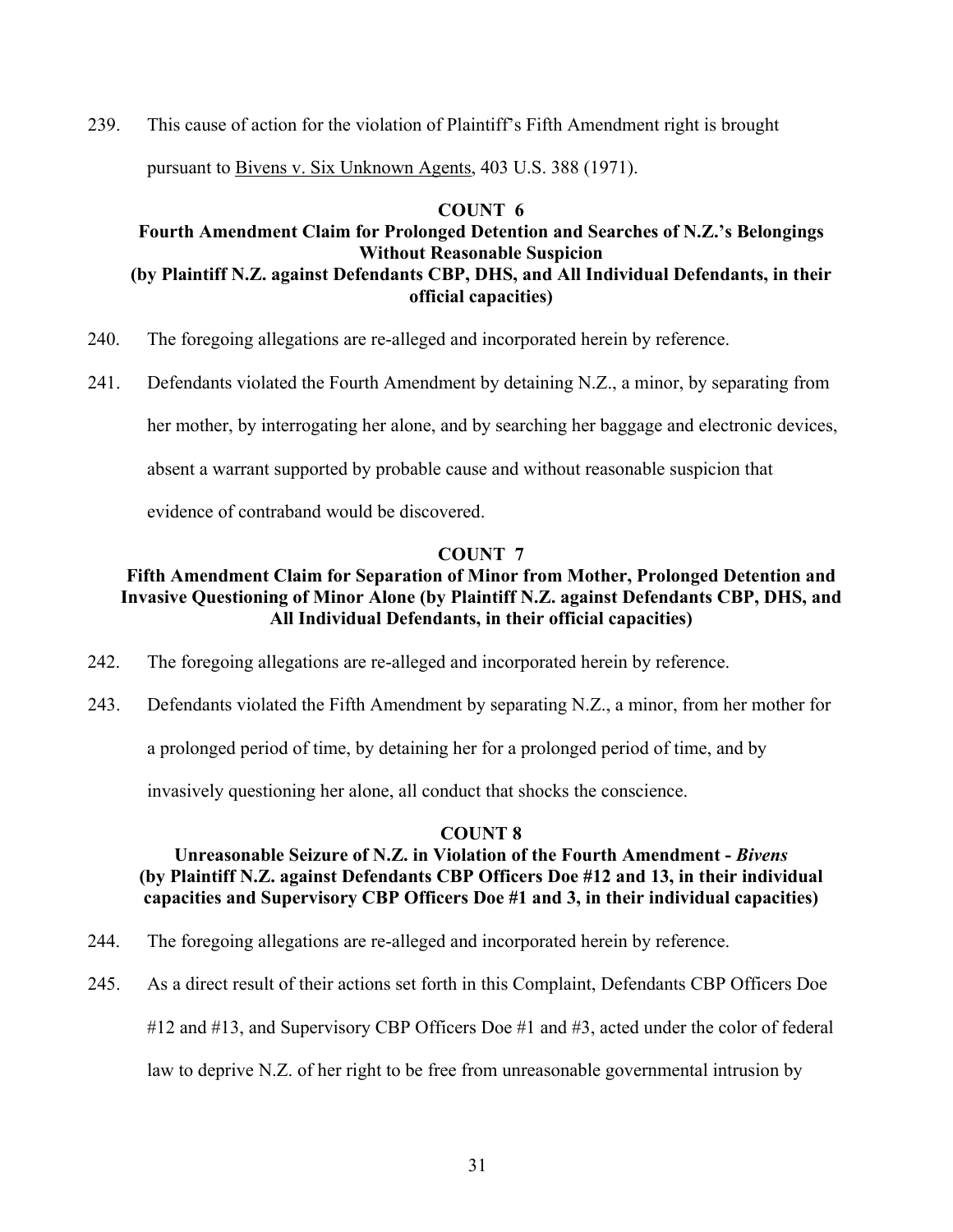239. This cause of action for the violation of Plaintiff's Fifth Amendment right is brought pursuant to Bivens v. Six Unknown Agents, 403 U.S. 388 (1971).

**COUNT 6**
**Fourth Amendment Claim for Prolonged Detention and Searches of N.Z.'s Belongings Without Reasonable Suspicion**
**(by Plaintiff N.Z. against Defendants CBP, DHS, and All Individual Defendants, in their official capacities)**

240. The foregoing allegations are re-alleged and incorporated herein by reference.

241. Defendants violated the Fourth Amendment by detaining N.Z., a minor, by separating from her mother, by interrogating her alone, and by searching her baggage and electronic devices, absent a warrant supported by probable cause and without reasonable suspicion that evidence of contraband would be discovered.

**COUNT 7**
**Fifth Amendment Claim for Separation of Minor from Mother, Prolonged Detention and Invasive Questioning of Minor Alone (by Plaintiff N.Z. against Defendants CBP, DHS, and All Individual Defendants, in their official capacities)**

242. The foregoing allegations are re-alleged and incorporated herein by reference.

243. Defendants violated the Fifth Amendment by separating N.Z., a minor, from her mother for a prolonged period of time, by detaining her for a prolonged period of time, and by invasively questioning her alone, all conduct that shocks the conscience.

**COUNT 8**
**Unreasonable Seizure of N.Z. in Violation of the Fourth Amendment - *Bivens***
**(by Plaintiff N.Z. against Defendants CBP Officers Doe #12 and 13, in their individual capacities and Supervisory CBP Officers Doe #1 and 3, in their individual capacities)**

244. The foregoing allegations are re-alleged and incorporated herein by reference.

245. As a direct result of their actions set forth in this Complaint, Defendants CBP Officers Doe #12 and #13, and Supervisory CBP Officers Doe #1 and #3, acted under the color of federal law to deprive N.Z. of her right to be free from unreasonable governmental intrusion by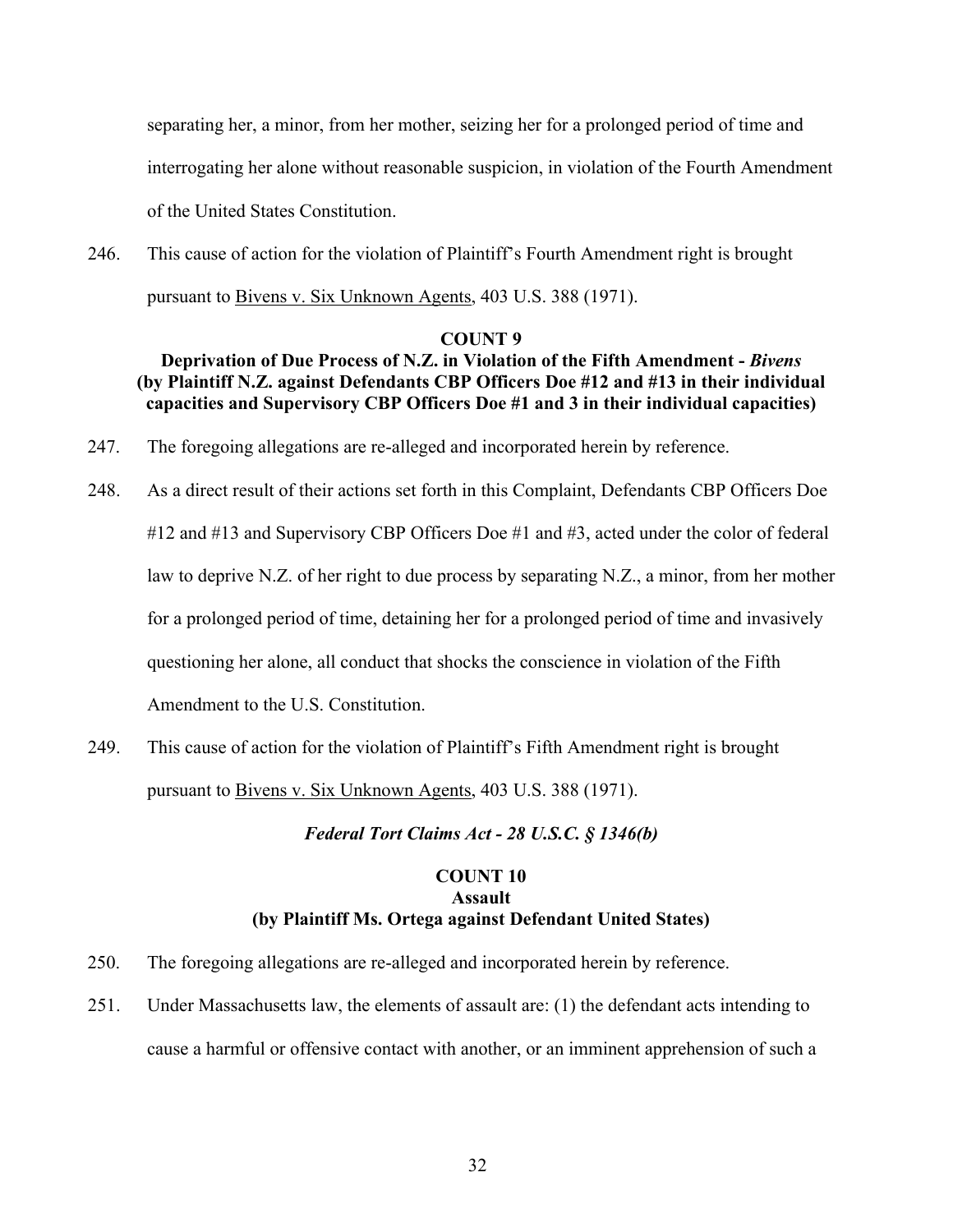separating her, a minor, from her mother, seizing her for a prolonged period of time and interrogating her alone without reasonable suspicion, in violation of the Fourth Amendment of the United States Constitution.

246. This cause of action for the violation of Plaintiff's Fourth Amendment right is brought pursuant to Bivens v. Six Unknown Agents, 403 U.S. 388 (1971).

**COUNT 9**
**Deprivation of Due Process of N.Z. in Violation of the Fifth Amendment - *Bivens***
**(by Plaintiff N.Z. against Defendants CBP Officers Doe #12 and #13 in their individual capacities and Supervisory CBP Officers Doe #1 and 3 in their individual capacities)**

247. The foregoing allegations are re-alleged and incorporated herein by reference.

248. As a direct result of their actions set forth in this Complaint, Defendants CBP Officers Doe #12 and #13 and Supervisory CBP Officers Doe #1 and #3, acted under the color of federal law to deprive N.Z. of her right to due process by separating N.Z., a minor, from her mother for a prolonged period of time, detaining her for a prolonged period of time and invasively questioning her alone, all conduct that shocks the conscience in violation of the Fifth Amendment to the U.S. Constitution.

249. This cause of action for the violation of Plaintiff's Fifth Amendment right is brought pursuant to Bivens v. Six Unknown Agents, 403 U.S. 388 (1971).

***Federal Tort Claims Act - 28 U.S.C. § 1346(b)***

**COUNT 10**
**Assault**
**(by Plaintiff Ms. Ortega against Defendant United States)**

250. The foregoing allegations are re-alleged and incorporated herein by reference.

251. Under Massachusetts law, the elements of assault are: (1) the defendant acts intending to cause a harmful or offensive contact with another, or an imminent apprehension of such a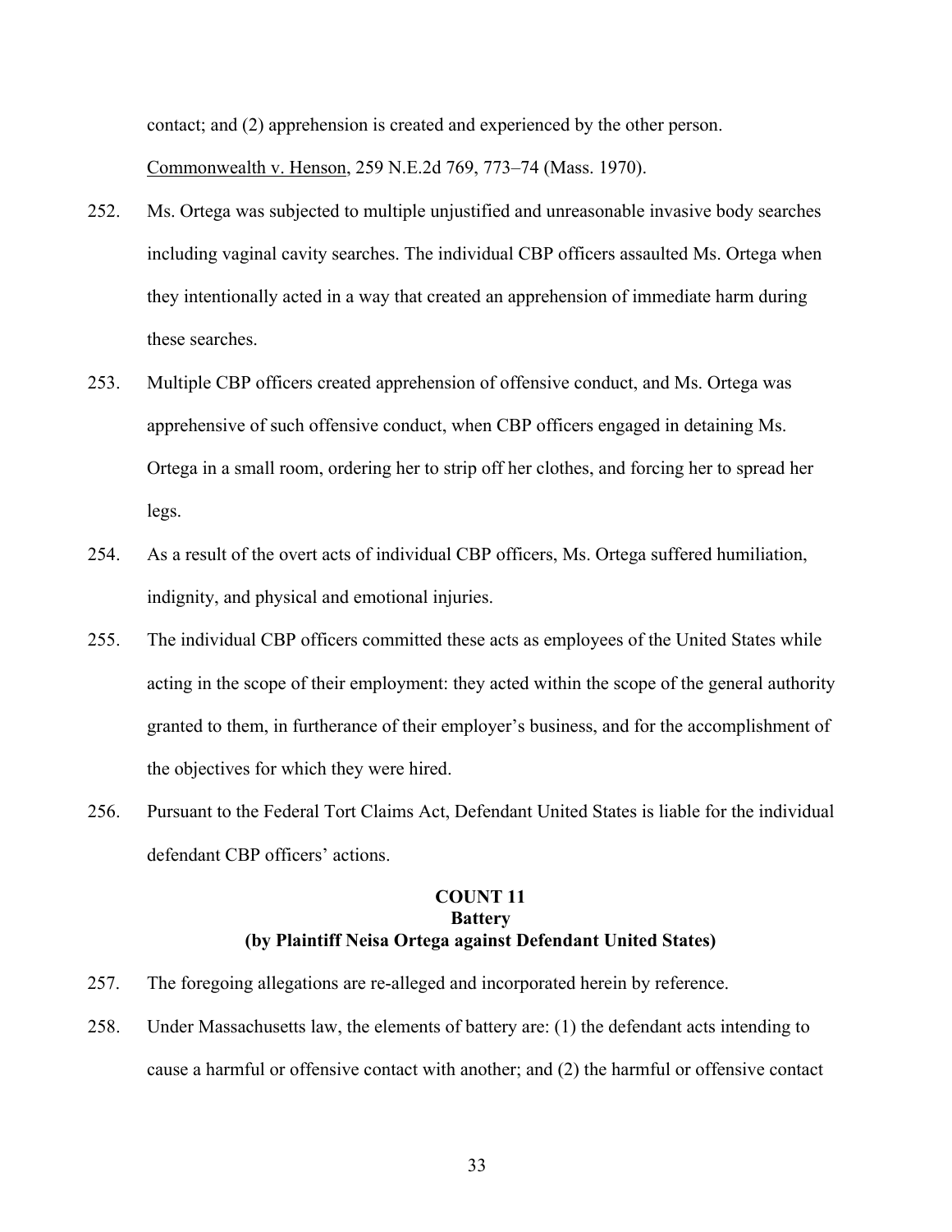contact; and (2) apprehension is created and experienced by the other person. Commonwealth v. Henson, 259 N.E.2d 769, 773–74 (Mass. 1970).

252. Ms. Ortega was subjected to multiple unjustified and unreasonable invasive body searches including vaginal cavity searches. The individual CBP officers assaulted Ms. Ortega when they intentionally acted in a way that created an apprehension of immediate harm during these searches.

253. Multiple CBP officers created apprehension of offensive conduct, and Ms. Ortega was apprehensive of such offensive conduct, when CBP officers engaged in detaining Ms. Ortega in a small room, ordering her to strip off her clothes, and forcing her to spread her legs.

254. As a result of the overt acts of individual CBP officers, Ms. Ortega suffered humiliation, indignity, and physical and emotional injuries.

255. The individual CBP officers committed these acts as employees of the United States while acting in the scope of their employment: they acted within the scope of the general authority granted to them, in furtherance of their employer's business, and for the accomplishment of the objectives for which they were hired.

256. Pursuant to the Federal Tort Claims Act, Defendant United States is liable for the individual defendant CBP officers' actions.

**COUNT 11**
**Battery**
**(by Plaintiff Neisa Ortega against Defendant United States)**

257. The foregoing allegations are re-alleged and incorporated herein by reference.

258. Under Massachusetts law, the elements of battery are: (1) the defendant acts intending to cause a harmful or offensive contact with another; and (2) the harmful or offensive contact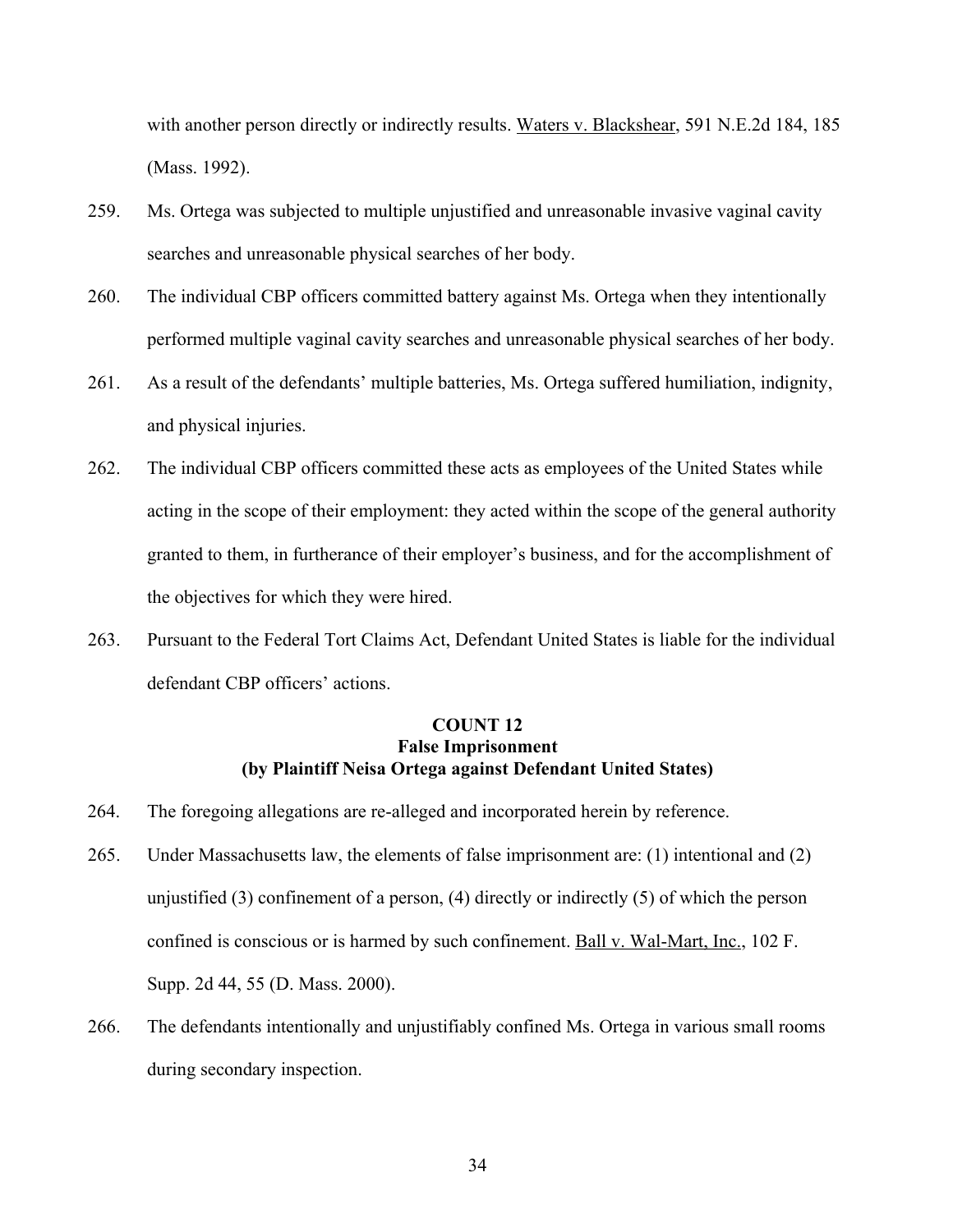with another person directly or indirectly results. Waters v. Blackshear, 591 N.E.2d 184, 185 (Mass. 1992).

259. Ms. Ortega was subjected to multiple unjustified and unreasonable invasive vaginal cavity searches and unreasonable physical searches of her body.

260. The individual CBP officers committed battery against Ms. Ortega when they intentionally performed multiple vaginal cavity searches and unreasonable physical searches of her body.

261. As a result of the defendants' multiple batteries, Ms. Ortega suffered humiliation, indignity, and physical injuries.

262. The individual CBP officers committed these acts as employees of the United States while acting in the scope of their employment: they acted within the scope of the general authority granted to them, in furtherance of their employer's business, and for the accomplishment of the objectives for which they were hired.

263. Pursuant to the Federal Tort Claims Act, Defendant United States is liable for the individual defendant CBP officers' actions.

**COUNT 12**
**False Imprisonment**
**(by Plaintiff Neisa Ortega against Defendant United States)**

264. The foregoing allegations are re-alleged and incorporated herein by reference.

265. Under Massachusetts law, the elements of false imprisonment are: (1) intentional and (2) unjustified (3) confinement of a person, (4) directly or indirectly (5) of which the person confined is conscious or is harmed by such confinement. Ball v. Wal-Mart, Inc., 102 F. Supp. 2d 44, 55 (D. Mass. 2000).

266. The defendants intentionally and unjustifiably confined Ms. Ortega in various small rooms during secondary inspection.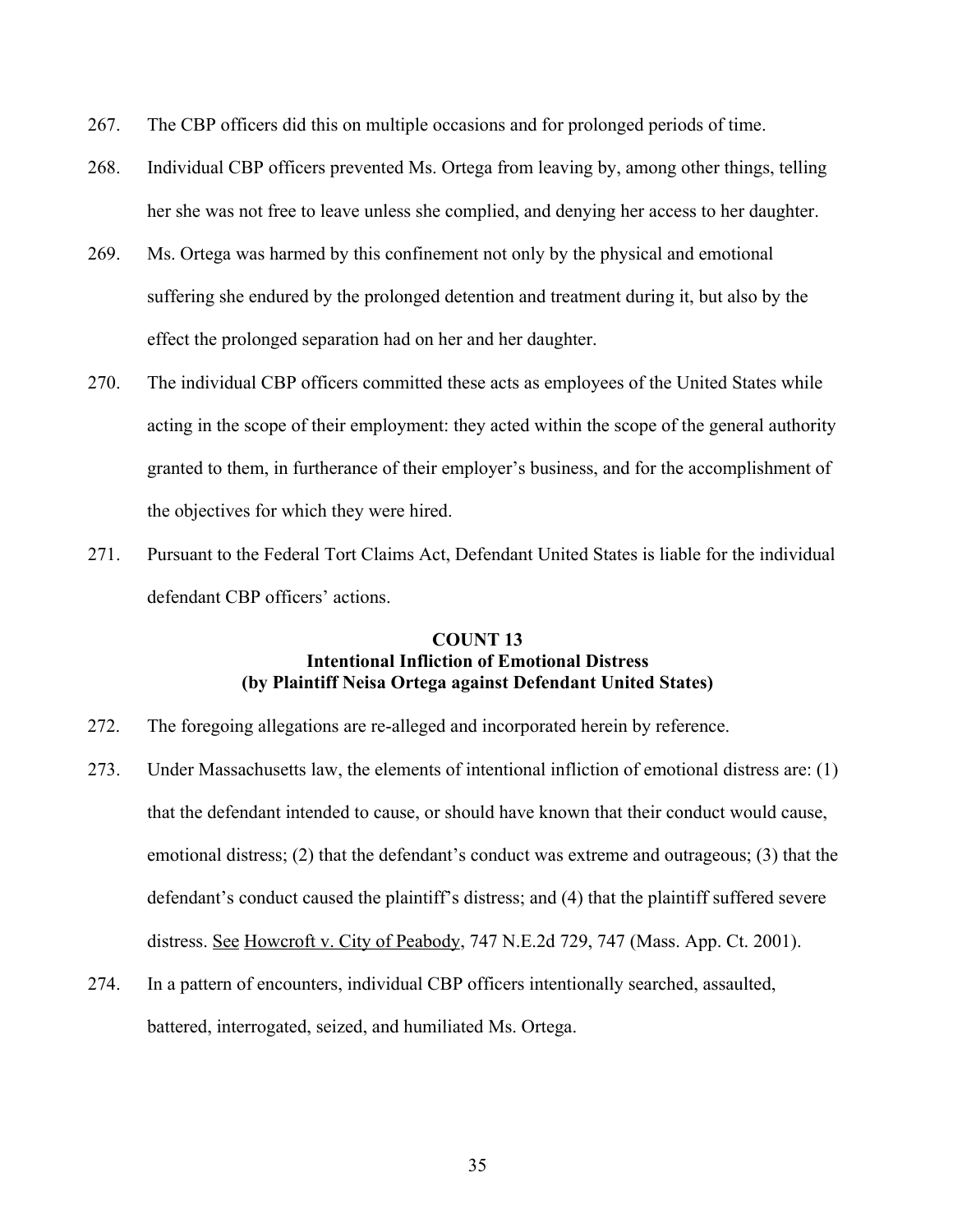267. The CBP officers did this on multiple occasions and for prolonged periods of time.

268. Individual CBP officers prevented Ms. Ortega from leaving by, among other things, telling her she was not free to leave unless she complied, and denying her access to her daughter.

269. Ms. Ortega was harmed by this confinement not only by the physical and emotional suffering she endured by the prolonged detention and treatment during it, but also by the effect the prolonged separation had on her and her daughter.

270. The individual CBP officers committed these acts as employees of the United States while acting in the scope of their employment: they acted within the scope of the general authority granted to them, in furtherance of their employer's business, and for the accomplishment of the objectives for which they were hired.

271. Pursuant to the Federal Tort Claims Act, Defendant United States is liable for the individual defendant CBP officers' actions.

**COUNT 13**
**Intentional Infliction of Emotional Distress**
**(by Plaintiff Neisa Ortega against Defendant United States)**

272. The foregoing allegations are re-alleged and incorporated herein by reference.

273. Under Massachusetts law, the elements of intentional infliction of emotional distress are: (1) that the defendant intended to cause, or should have known that their conduct would cause, emotional distress; (2) that the defendant's conduct was extreme and outrageous; (3) that the defendant's conduct caused the plaintiff's distress; and (4) that the plaintiff suffered severe distress. See Howcroft v. City of Peabody, 747 N.E.2d 729, 747 (Mass. App. Ct. 2001).

274. In a pattern of encounters, individual CBP officers intentionally searched, assaulted, battered, interrogated, seized, and humiliated Ms. Ortega.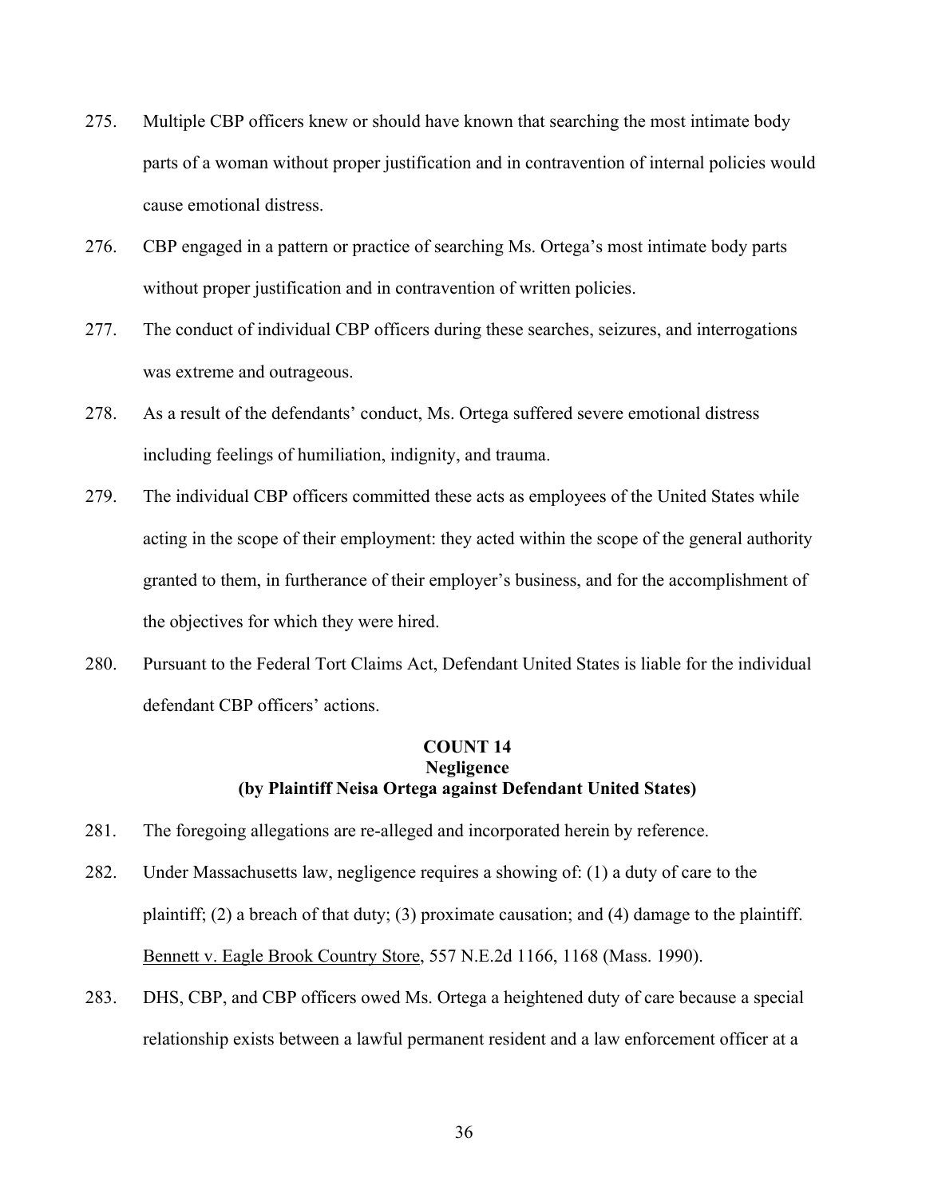275. Multiple CBP officers knew or should have known that searching the most intimate body parts of a woman without proper justification and in contravention of internal policies would cause emotional distress.

276. CBP engaged in a pattern or practice of searching Ms. Ortega's most intimate body parts without proper justification and in contravention of written policies.

277. The conduct of individual CBP officers during these searches, seizures, and interrogations was extreme and outrageous.

278. As a result of the defendants' conduct, Ms. Ortega suffered severe emotional distress including feelings of humiliation, indignity, and trauma.

279. The individual CBP officers committed these acts as employees of the United States while acting in the scope of their employment: they acted within the scope of the general authority granted to them, in furtherance of their employer's business, and for the accomplishment of the objectives for which they were hired.

280. Pursuant to the Federal Tort Claims Act, Defendant United States is liable for the individual defendant CBP officers' actions.

**COUNT 14**
**Negligence**
**(by Plaintiff Neisa Ortega against Defendant United States)**

281. The foregoing allegations are re-alleged and incorporated herein by reference.

282. Under Massachusetts law, negligence requires a showing of: (1) a duty of care to the plaintiff; (2) a breach of that duty; (3) proximate causation; and (4) damage to the plaintiff. Bennett v. Eagle Brook Country Store, 557 N.E.2d 1166, 1168 (Mass. 1990).

283. DHS, CBP, and CBP officers owed Ms. Ortega a heightened duty of care because a special relationship exists between a lawful permanent resident and a law enforcement officer at a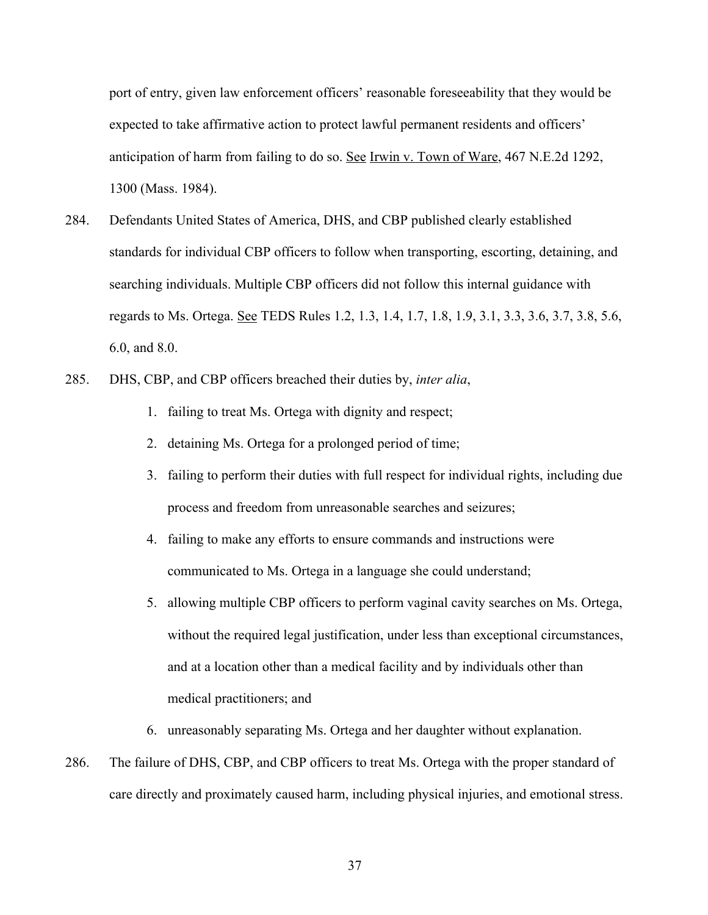port of entry, given law enforcement officers' reasonable foreseeability that they would be expected to take affirmative action to protect lawful permanent residents and officers' anticipation of harm from failing to do so. See Irwin v. Town of Ware, 467 N.E.2d 1292, 1300 (Mass. 1984).

284. Defendants United States of America, DHS, and CBP published clearly established standards for individual CBP officers to follow when transporting, escorting, detaining, and searching individuals. Multiple CBP officers did not follow this internal guidance with regards to Ms. Ortega. See TEDS Rules 1.2, 1.3, 1.4, 1.7, 1.8, 1.9, 3.1, 3.3, 3.6, 3.7, 3.8, 5.6, 6.0, and 8.0.

285. DHS, CBP, and CBP officers breached their duties by, *inter alia*,

   1. failing to treat Ms. Ortega with dignity and respect;
   2. detaining Ms. Ortega for a prolonged period of time;
   3. failing to perform their duties with full respect for individual rights, including due process and freedom from unreasonable searches and seizures;
   4. failing to make any efforts to ensure commands and instructions were communicated to Ms. Ortega in a language she could understand;
   5. allowing multiple CBP officers to perform vaginal cavity searches on Ms. Ortega, without the required legal justification, under less than exceptional circumstances, and at a location other than a medical facility and by individuals other than medical practitioners; and
   6. unreasonably separating Ms. Ortega and her daughter without explanation.

286. The failure of DHS, CBP, and CBP officers to treat Ms. Ortega with the proper standard of care directly and proximately caused harm, including physical injuries, and emotional stress.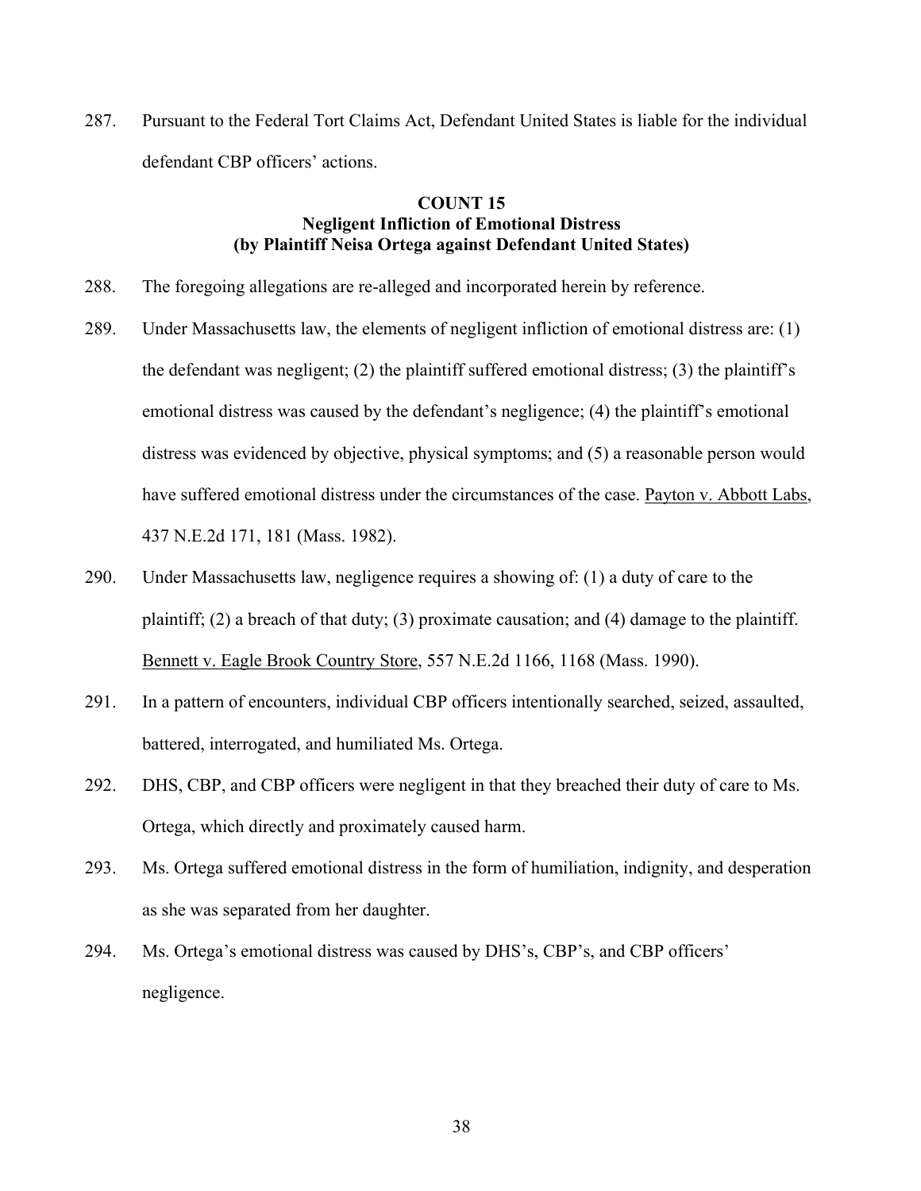287. Pursuant to the Federal Tort Claims Act, Defendant United States is liable for the individual defendant CBP officers' actions.

**COUNT 15**
**Negligent Infliction of Emotional Distress**
**(by Plaintiff Neisa Ortega against Defendant United States)**

288. The foregoing allegations are re-alleged and incorporated herein by reference.

289. Under Massachusetts law, the elements of negligent infliction of emotional distress are: (1) the defendant was negligent; (2) the plaintiff suffered emotional distress; (3) the plaintiff's emotional distress was caused by the defendant's negligence; (4) the plaintiff's emotional distress was evidenced by objective, physical symptoms; and (5) a reasonable person would have suffered emotional distress under the circumstances of the case. Payton v. Abbott Labs, 437 N.E.2d 171, 181 (Mass. 1982).

290. Under Massachusetts law, negligence requires a showing of: (1) a duty of care to the plaintiff; (2) a breach of that duty; (3) proximate causation; and (4) damage to the plaintiff. Bennett v. Eagle Brook Country Store, 557 N.E.2d 1166, 1168 (Mass. 1990).

291. In a pattern of encounters, individual CBP officers intentionally searched, seized, assaulted, battered, interrogated, and humiliated Ms. Ortega.

292. DHS, CBP, and CBP officers were negligent in that they breached their duty of care to Ms. Ortega, which directly and proximately caused harm.

293. Ms. Ortega suffered emotional distress in the form of humiliation, indignity, and desperation as she was separated from her daughter.

294. Ms. Ortega's emotional distress was caused by DHS's, CBP's, and CBP officers' negligence.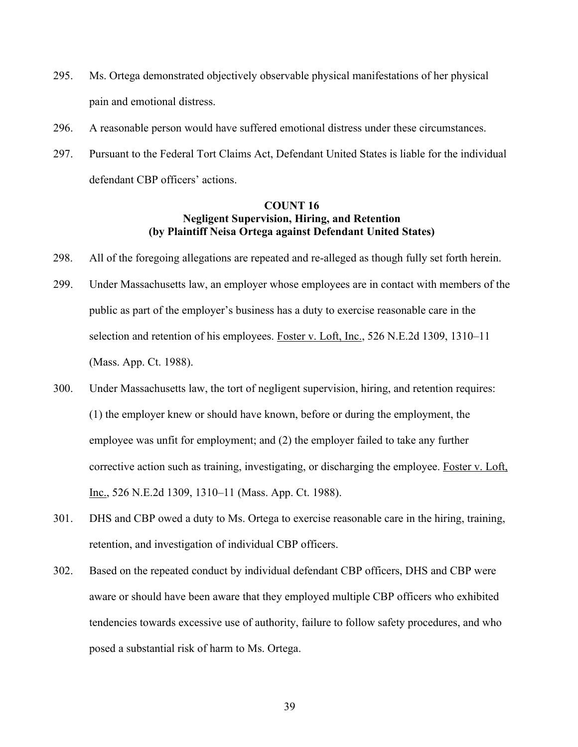295. Ms. Ortega demonstrated objectively observable physical manifestations of her physical pain and emotional distress.

296. A reasonable person would have suffered emotional distress under these circumstances.

297. Pursuant to the Federal Tort Claims Act, Defendant United States is liable for the individual defendant CBP officers' actions.

**COUNT 16**
**Negligent Supervision, Hiring, and Retention**
**(by Plaintiff Neisa Ortega against Defendant United States)**

298. All of the foregoing allegations are repeated and re-alleged as though fully set forth herein.

299. Under Massachusetts law, an employer whose employees are in contact with members of the public as part of the employer's business has a duty to exercise reasonable care in the selection and retention of his employees. Foster v. Loft, Inc., 526 N.E.2d 1309, 1310–11 (Mass. App. Ct. 1988).

300. Under Massachusetts law, the tort of negligent supervision, hiring, and retention requires: (1) the employer knew or should have known, before or during the employment, the employee was unfit for employment; and (2) the employer failed to take any further corrective action such as training, investigating, or discharging the employee. Foster v. Loft, Inc., 526 N.E.2d 1309, 1310–11 (Mass. App. Ct. 1988).

301. DHS and CBP owed a duty to Ms. Ortega to exercise reasonable care in the hiring, training, retention, and investigation of individual CBP officers.

302. Based on the repeated conduct by individual defendant CBP officers, DHS and CBP were aware or should have been aware that they employed multiple CBP officers who exhibited tendencies towards excessive use of authority, failure to follow safety procedures, and who posed a substantial risk of harm to Ms. Ortega.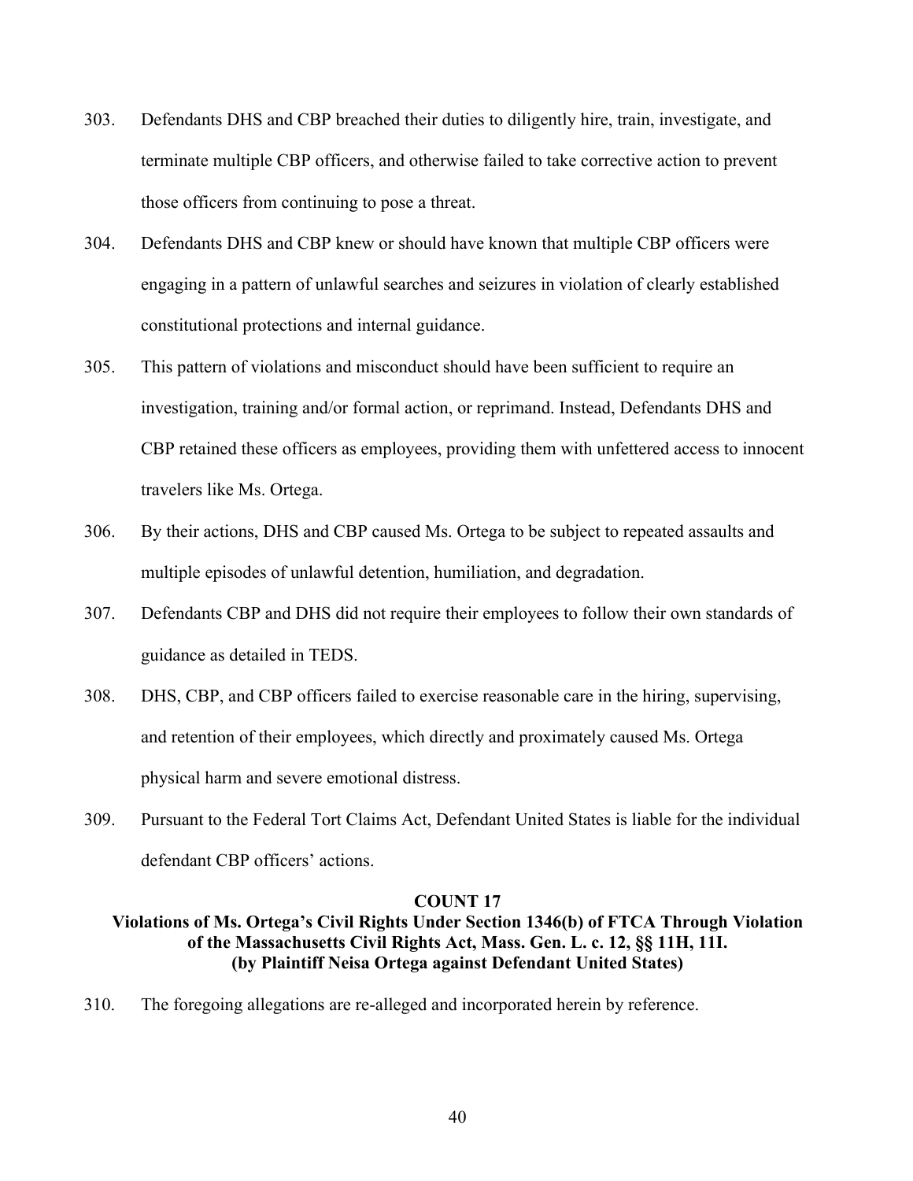303. Defendants DHS and CBP breached their duties to diligently hire, train, investigate, and terminate multiple CBP officers, and otherwise failed to take corrective action to prevent those officers from continuing to pose a threat.

304. Defendants DHS and CBP knew or should have known that multiple CBP officers were engaging in a pattern of unlawful searches and seizures in violation of clearly established constitutional protections and internal guidance.

305. This pattern of violations and misconduct should have been sufficient to require an investigation, training and/or formal action, or reprimand. Instead, Defendants DHS and CBP retained these officers as employees, providing them with unfettered access to innocent travelers like Ms. Ortega.

306. By their actions, DHS and CBP caused Ms. Ortega to be subject to repeated assaults and multiple episodes of unlawful detention, humiliation, and degradation.

307. Defendants CBP and DHS did not require their employees to follow their own standards of guidance as detailed in TEDS.

308. DHS, CBP, and CBP officers failed to exercise reasonable care in the hiring, supervising, and retention of their employees, which directly and proximately caused Ms. Ortega physical harm and severe emotional distress.

309. Pursuant to the Federal Tort Claims Act, Defendant United States is liable for the individual defendant CBP officers' actions.

**COUNT 17**
**Violations of Ms. Ortega's Civil Rights Under Section 1346(b) of FTCA Through Violation of the Massachusetts Civil Rights Act, Mass. Gen. L. c. 12, §§ 11H, 11I.**
**(by Plaintiff Neisa Ortega against Defendant United States)**

310. The foregoing allegations are re-alleged and incorporated herein by reference.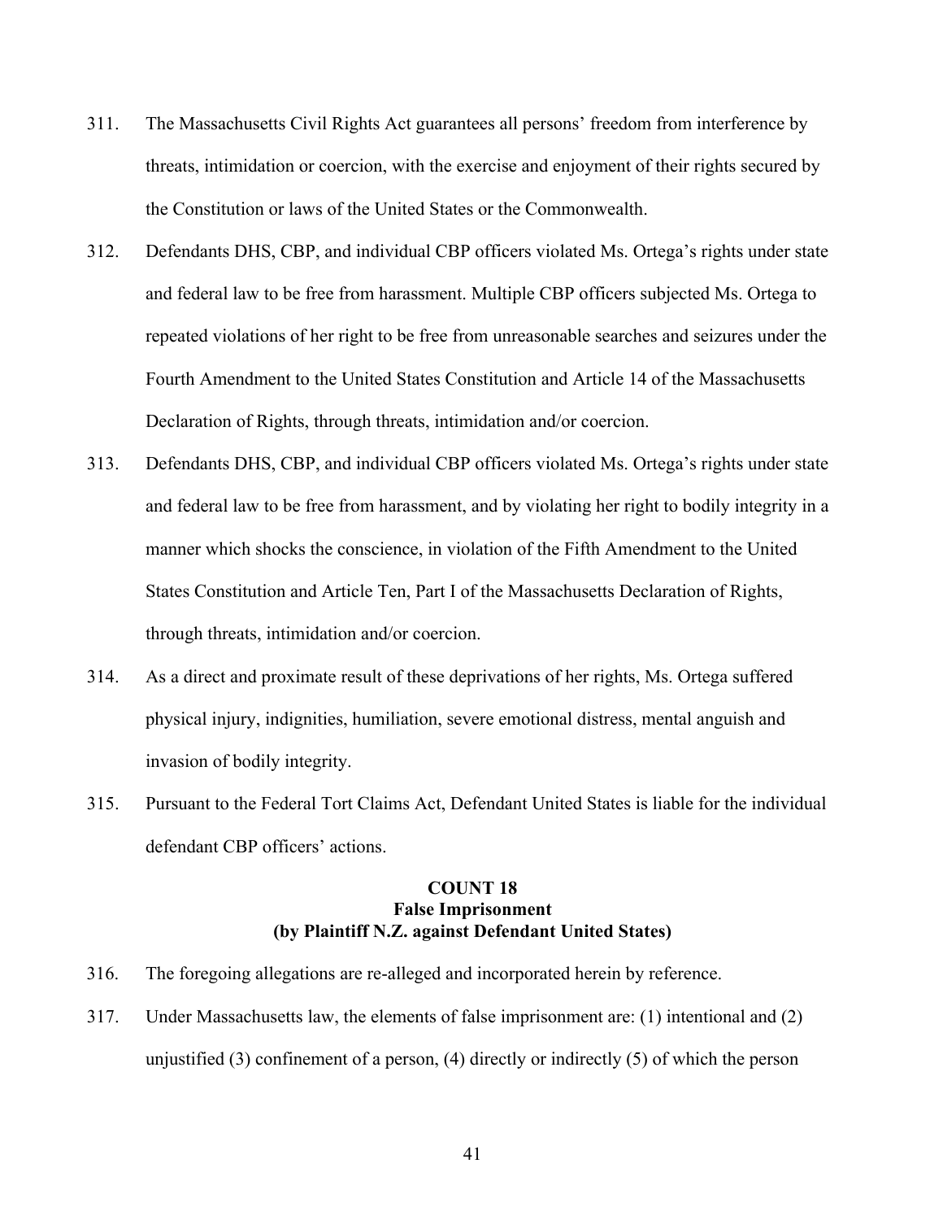311. The Massachusetts Civil Rights Act guarantees all persons' freedom from interference by threats, intimidation or coercion, with the exercise and enjoyment of their rights secured by the Constitution or laws of the United States or the Commonwealth.

312. Defendants DHS, CBP, and individual CBP officers violated Ms. Ortega's rights under state and federal law to be free from harassment. Multiple CBP officers subjected Ms. Ortega to repeated violations of her right to be free from unreasonable searches and seizures under the Fourth Amendment to the United States Constitution and Article 14 of the Massachusetts Declaration of Rights, through threats, intimidation and/or coercion.

313. Defendants DHS, CBP, and individual CBP officers violated Ms. Ortega's rights under state and federal law to be free from harassment, and by violating her right to bodily integrity in a manner which shocks the conscience, in violation of the Fifth Amendment to the United States Constitution and Article Ten, Part I of the Massachusetts Declaration of Rights, through threats, intimidation and/or coercion.

314. As a direct and proximate result of these deprivations of her rights, Ms. Ortega suffered physical injury, indignities, humiliation, severe emotional distress, mental anguish and invasion of bodily integrity.

315. Pursuant to the Federal Tort Claims Act, Defendant United States is liable for the individual defendant CBP officers' actions.

**COUNT 18**
**False Imprisonment**
**(by Plaintiff N.Z. against Defendant United States)**

316. The foregoing allegations are re-alleged and incorporated herein by reference.

317. Under Massachusetts law, the elements of false imprisonment are: (1) intentional and (2) unjustified (3) confinement of a person, (4) directly or indirectly (5) of which the person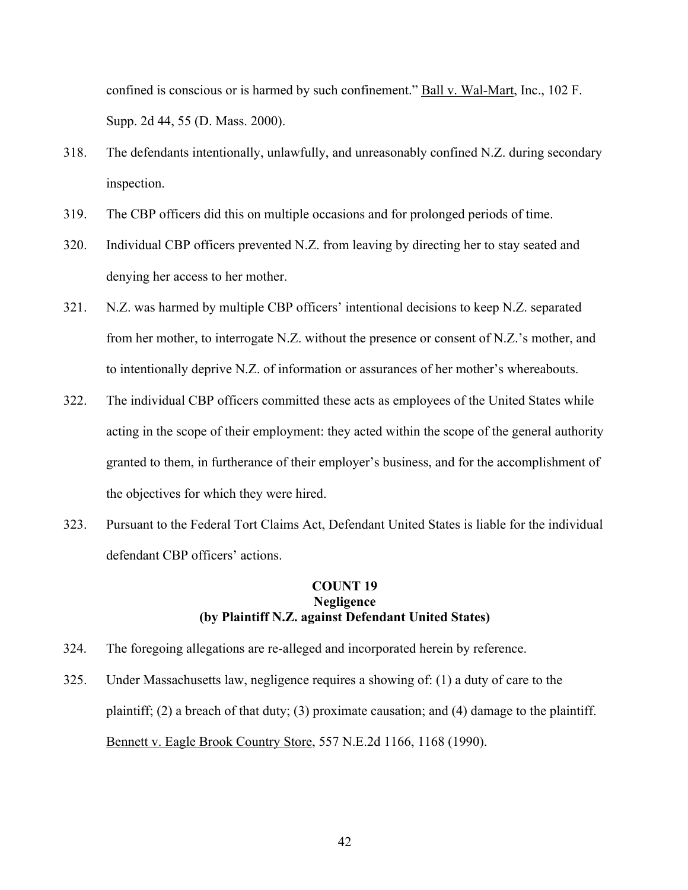confined is conscious or is harmed by such confinement." Ball v. Wal-Mart, Inc., 102 F. Supp. 2d 44, 55 (D. Mass. 2000).

318. The defendants intentionally, unlawfully, and unreasonably confined N.Z. during secondary inspection.

319. The CBP officers did this on multiple occasions and for prolonged periods of time.

320. Individual CBP officers prevented N.Z. from leaving by directing her to stay seated and denying her access to her mother.

321. N.Z. was harmed by multiple CBP officers' intentional decisions to keep N.Z. separated from her mother, to interrogate N.Z. without the presence or consent of N.Z.'s mother, and to intentionally deprive N.Z. of information or assurances of her mother's whereabouts.

322. The individual CBP officers committed these acts as employees of the United States while acting in the scope of their employment: they acted within the scope of the general authority granted to them, in furtherance of their employer's business, and for the accomplishment of the objectives for which they were hired.

323. Pursuant to the Federal Tort Claims Act, Defendant United States is liable for the individual defendant CBP officers' actions.

**COUNT 19**
**Negligence**
**(by Plaintiff N.Z. against Defendant United States)**

324. The foregoing allegations are re-alleged and incorporated herein by reference.

325. Under Massachusetts law, negligence requires a showing of: (1) a duty of care to the plaintiff; (2) a breach of that duty; (3) proximate causation; and (4) damage to the plaintiff. Bennett v. Eagle Brook Country Store, 557 N.E.2d 1166, 1168 (1990).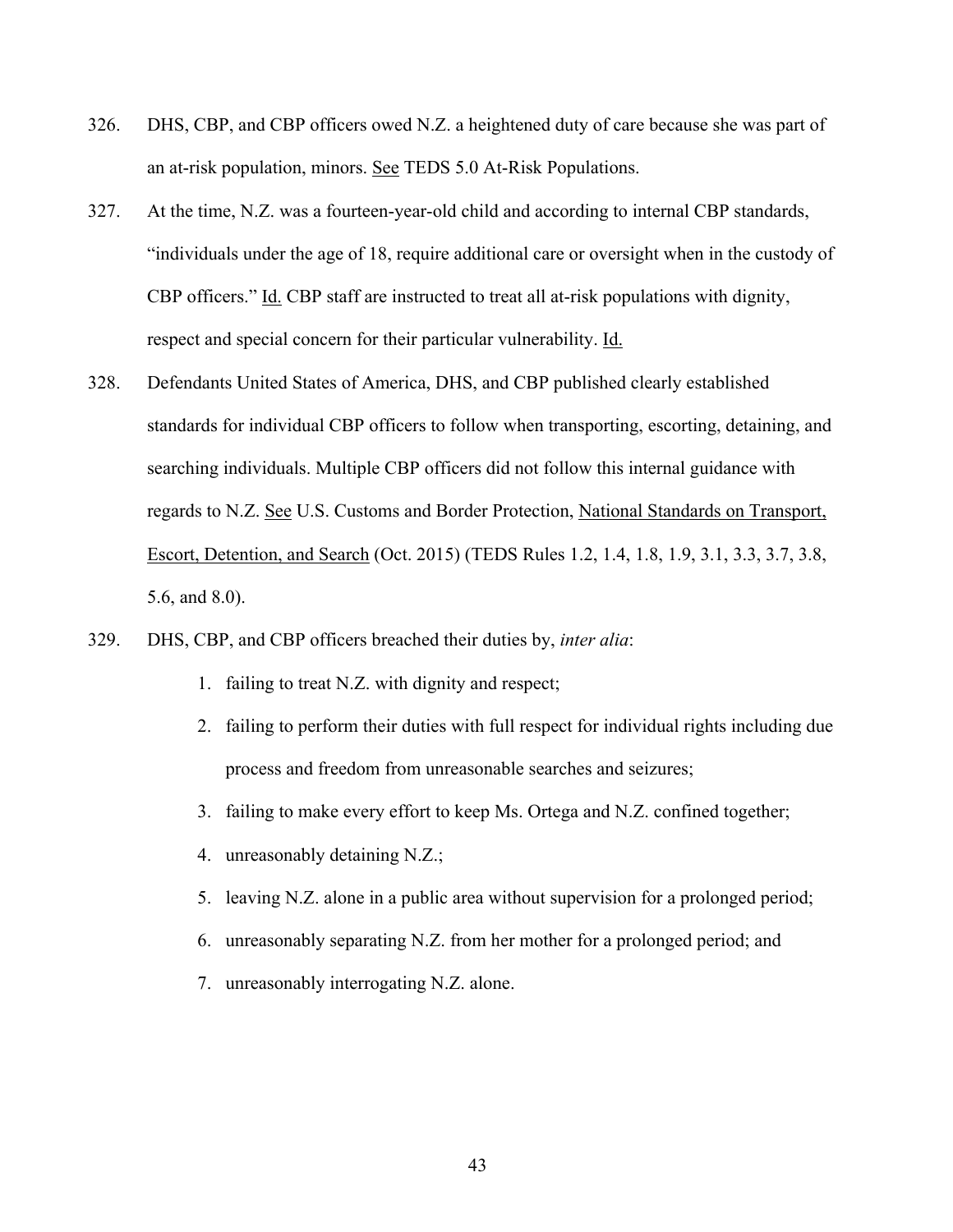326. DHS, CBP, and CBP officers owed N.Z. a heightened duty of care because she was part of an at-risk population, minors. See TEDS 5.0 At-Risk Populations.

327. At the time, N.Z. was a fourteen-year-old child and according to internal CBP standards, "individuals under the age of 18, require additional care or oversight when in the custody of CBP officers." Id. CBP staff are instructed to treat all at-risk populations with dignity, respect and special concern for their particular vulnerability. Id.

328. Defendants United States of America, DHS, and CBP published clearly established standards for individual CBP officers to follow when transporting, escorting, detaining, and searching individuals. Multiple CBP officers did not follow this internal guidance with regards to N.Z. See U.S. Customs and Border Protection, National Standards on Transport, Escort, Detention, and Search (Oct. 2015) (TEDS Rules 1.2, 1.4, 1.8, 1.9, 3.1, 3.3, 3.7, 3.8, 5.6, and 8.0).

329. DHS, CBP, and CBP officers breached their duties by, *inter alia*:

1. failing to treat N.Z. with dignity and respect;
2. failing to perform their duties with full respect for individual rights including due process and freedom from unreasonable searches and seizures;
3. failing to make every effort to keep Ms. Ortega and N.Z. confined together;
4. unreasonably detaining N.Z.;
5. leaving N.Z. alone in a public area without supervision for a prolonged period;
6. unreasonably separating N.Z. from her mother for a prolonged period; and
7. unreasonably interrogating N.Z. alone.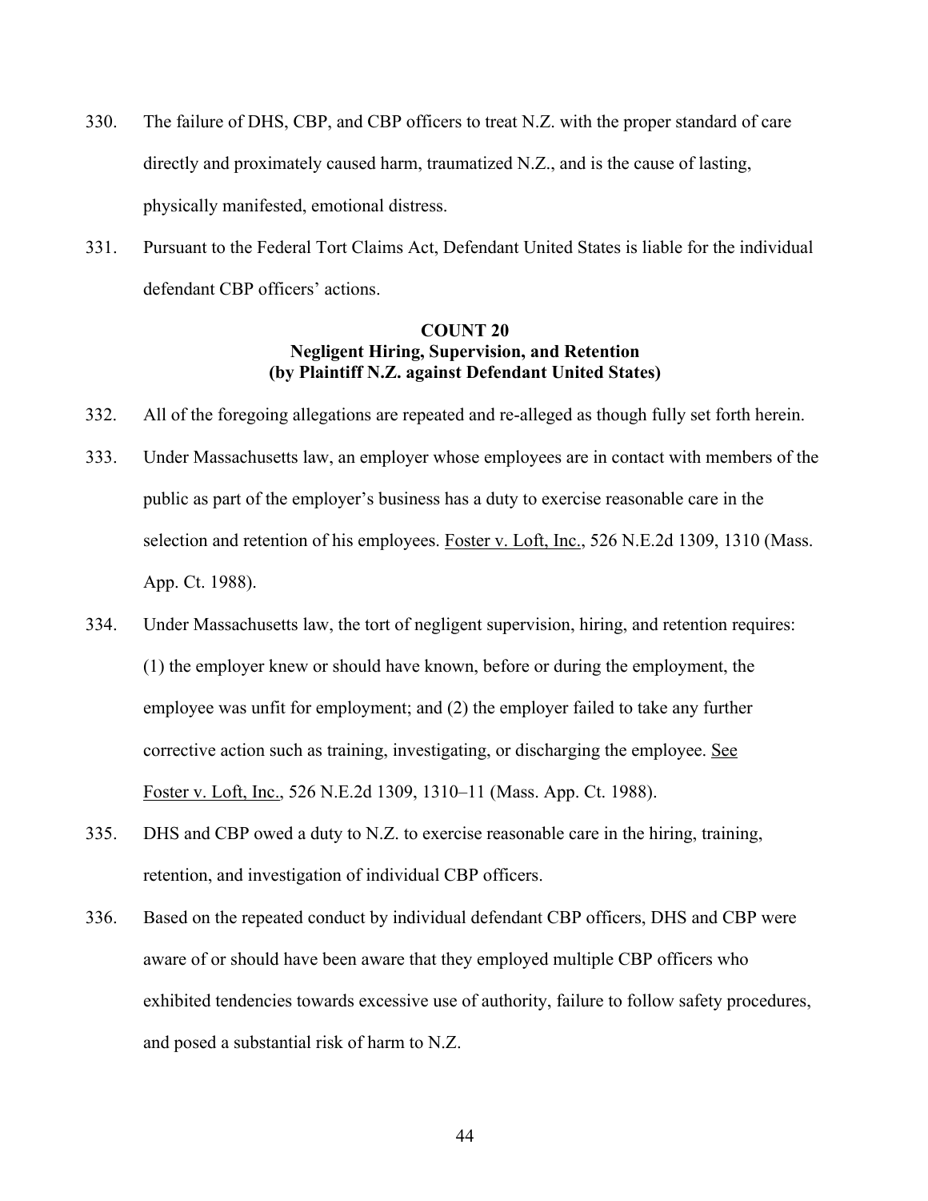330. The failure of DHS, CBP, and CBP officers to treat N.Z. with the proper standard of care directly and proximately caused harm, traumatized N.Z., and is the cause of lasting, physically manifested, emotional distress.

331. Pursuant to the Federal Tort Claims Act, Defendant United States is liable for the individual defendant CBP officers' actions.

**COUNT 20**
**Negligent Hiring, Supervision, and Retention**
**(by Plaintiff N.Z. against Defendant United States)**

332. All of the foregoing allegations are repeated and re-alleged as though fully set forth herein.

333. Under Massachusetts law, an employer whose employees are in contact with members of the public as part of the employer's business has a duty to exercise reasonable care in the selection and retention of his employees. Foster v. Loft, Inc., 526 N.E.2d 1309, 1310 (Mass. App. Ct. 1988).

334. Under Massachusetts law, the tort of negligent supervision, hiring, and retention requires: (1) the employer knew or should have known, before or during the employment, the employee was unfit for employment; and (2) the employer failed to take any further corrective action such as training, investigating, or discharging the employee. See Foster v. Loft, Inc., 526 N.E.2d 1309, 1310–11 (Mass. App. Ct. 1988).

335. DHS and CBP owed a duty to N.Z. to exercise reasonable care in the hiring, training, retention, and investigation of individual CBP officers.

336. Based on the repeated conduct by individual defendant CBP officers, DHS and CBP were aware of or should have been aware that they employed multiple CBP officers who exhibited tendencies towards excessive use of authority, failure to follow safety procedures, and posed a substantial risk of harm to N.Z.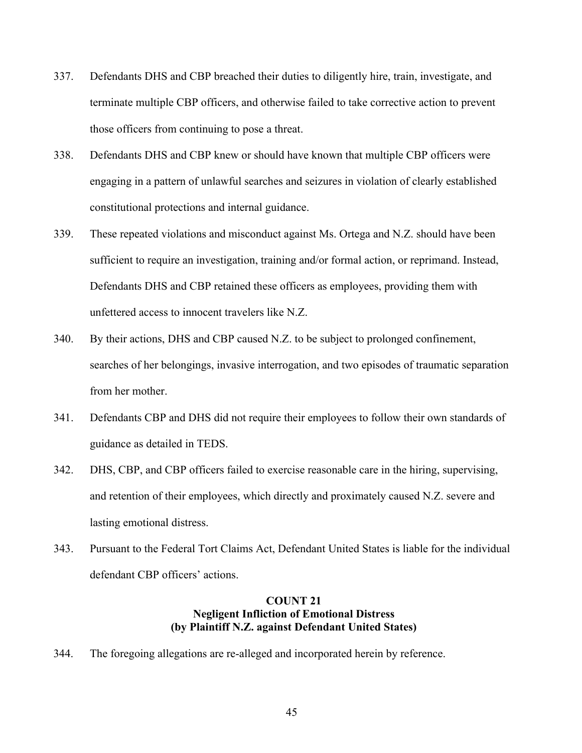337. Defendants DHS and CBP breached their duties to diligently hire, train, investigate, and terminate multiple CBP officers, and otherwise failed to take corrective action to prevent those officers from continuing to pose a threat.

338. Defendants DHS and CBP knew or should have known that multiple CBP officers were engaging in a pattern of unlawful searches and seizures in violation of clearly established constitutional protections and internal guidance.

339. These repeated violations and misconduct against Ms. Ortega and N.Z. should have been sufficient to require an investigation, training and/or formal action, or reprimand. Instead, Defendants DHS and CBP retained these officers as employees, providing them with unfettered access to innocent travelers like N.Z.

340. By their actions, DHS and CBP caused N.Z. to be subject to prolonged confinement, searches of her belongings, invasive interrogation, and two episodes of traumatic separation from her mother.

341. Defendants CBP and DHS did not require their employees to follow their own standards of guidance as detailed in TEDS.

342. DHS, CBP, and CBP officers failed to exercise reasonable care in the hiring, supervising, and retention of their employees, which directly and proximately caused N.Z. severe and lasting emotional distress.

343. Pursuant to the Federal Tort Claims Act, Defendant United States is liable for the individual defendant CBP officers' actions.

**COUNT 21**
**Negligent Infliction of Emotional Distress**
**(by Plaintiff N.Z. against Defendant United States)**

344. The foregoing allegations are re-alleged and incorporated herein by reference.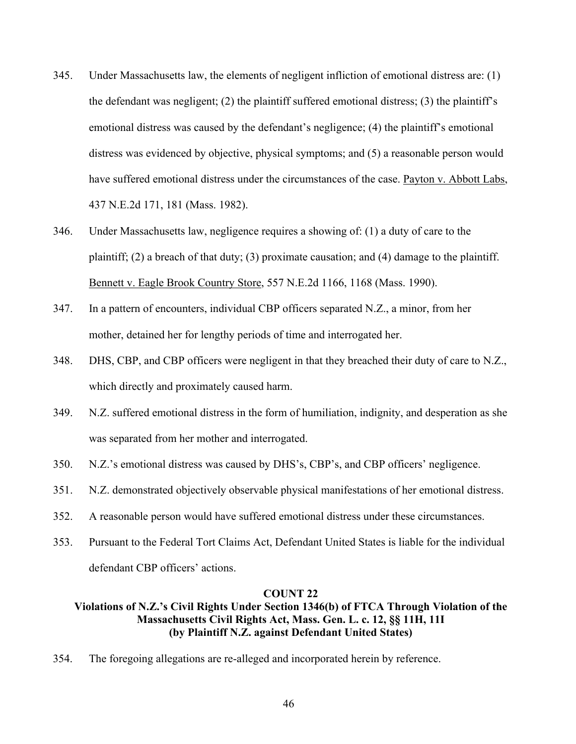345. Under Massachusetts law, the elements of negligent infliction of emotional distress are: (1) the defendant was negligent; (2) the plaintiff suffered emotional distress; (3) the plaintiff's emotional distress was caused by the defendant's negligence; (4) the plaintiff's emotional distress was evidenced by objective, physical symptoms; and (5) a reasonable person would have suffered emotional distress under the circumstances of the case. Payton v. Abbott Labs, 437 N.E.2d 171, 181 (Mass. 1982).

346. Under Massachusetts law, negligence requires a showing of: (1) a duty of care to the plaintiff; (2) a breach of that duty; (3) proximate causation; and (4) damage to the plaintiff. Bennett v. Eagle Brook Country Store, 557 N.E.2d 1166, 1168 (Mass. 1990).

347. In a pattern of encounters, individual CBP officers separated N.Z., a minor, from her mother, detained her for lengthy periods of time and interrogated her.

348. DHS, CBP, and CBP officers were negligent in that they breached their duty of care to N.Z., which directly and proximately caused harm.

349. N.Z. suffered emotional distress in the form of humiliation, indignity, and desperation as she was separated from her mother and interrogated.

350. N.Z.'s emotional distress was caused by DHS's, CBP's, and CBP officers' negligence.

351. N.Z. demonstrated objectively observable physical manifestations of her emotional distress.

352. A reasonable person would have suffered emotional distress under these circumstances.

353. Pursuant to the Federal Tort Claims Act, Defendant United States is liable for the individual defendant CBP officers' actions.

**COUNT 22**

**Violations of N.Z.'s Civil Rights Under Section 1346(b) of FTCA Through Violation of the Massachusetts Civil Rights Act, Mass. Gen. L. c. 12, §§ 11H, 11I (by Plaintiff N.Z. against Defendant United States)**

354. The foregoing allegations are re-alleged and incorporated herein by reference.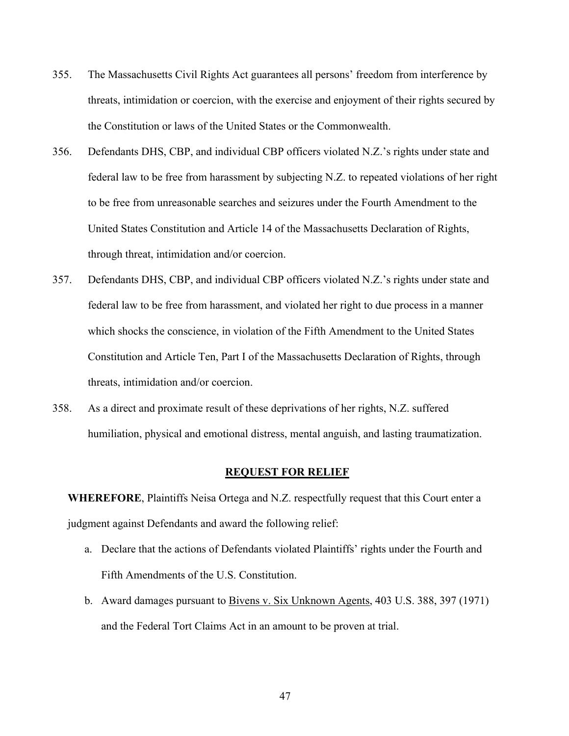355. The Massachusetts Civil Rights Act guarantees all persons' freedom from interference by threats, intimidation or coercion, with the exercise and enjoyment of their rights secured by the Constitution or laws of the United States or the Commonwealth.

356. Defendants DHS, CBP, and individual CBP officers violated N.Z.'s rights under state and federal law to be free from harassment by subjecting N.Z. to repeated violations of her right to be free from unreasonable searches and seizures under the Fourth Amendment to the United States Constitution and Article 14 of the Massachusetts Declaration of Rights, through threat, intimidation and/or coercion.

357. Defendants DHS, CBP, and individual CBP officers violated N.Z.'s rights under state and federal law to be free from harassment, and violated her right to due process in a manner which shocks the conscience, in violation of the Fifth Amendment to the United States Constitution and Article Ten, Part I of the Massachusetts Declaration of Rights, through threats, intimidation and/or coercion.

358. As a direct and proximate result of these deprivations of her rights, N.Z. suffered humiliation, physical and emotional distress, mental anguish, and lasting traumatization.

## REQUEST FOR RELIEF

**WHEREFORE**, Plaintiffs Neisa Ortega and N.Z. respectfully request that this Court enter a judgment against Defendants and award the following relief:

a. Declare that the actions of Defendants violated Plaintiffs' rights under the Fourth and Fifth Amendments of the U.S. Constitution.

b. Award damages pursuant to Bivens v. Six Unknown Agents, 403 U.S. 388, 397 (1971) and the Federal Tort Claims Act in an amount to be proven at trial.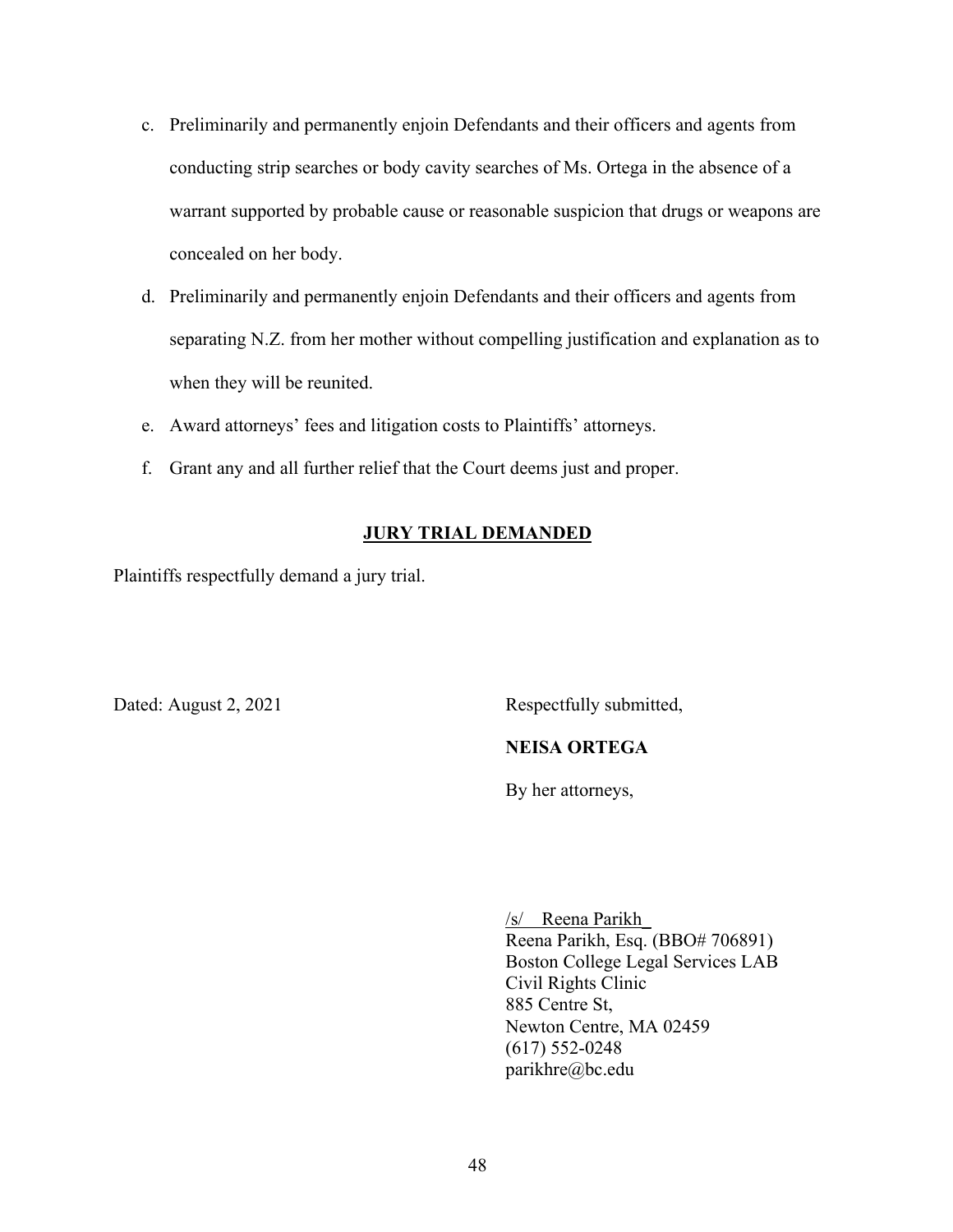c. Preliminarily and permanently enjoin Defendants and their officers and agents from conducting strip searches or body cavity searches of Ms. Ortega in the absence of a warrant supported by probable cause or reasonable suspicion that drugs or weapons are concealed on her body.

d. Preliminarily and permanently enjoin Defendants and their officers and agents from separating N.Z. from her mother without compelling justification and explanation as to when they will be reunited.

e. Award attorneys' fees and litigation costs to Plaintiffs' attorneys.

f. Grant any and all further relief that the Court deems just and proper.

**JURY TRIAL DEMANDED**

Plaintiffs respectfully demand a jury trial.

Dated: August 2, 2021

Respectfully submitted,

**NEISA ORTEGA**

By her attorneys,

/s/ Reena Parikh
Reena Parikh, Esq. (BBO# 706891)
Boston College Legal Services LAB
Civil Rights Clinic
885 Centre St,
Newton Centre, MA 02459
(617) 552-0248
parikhre@bc.edu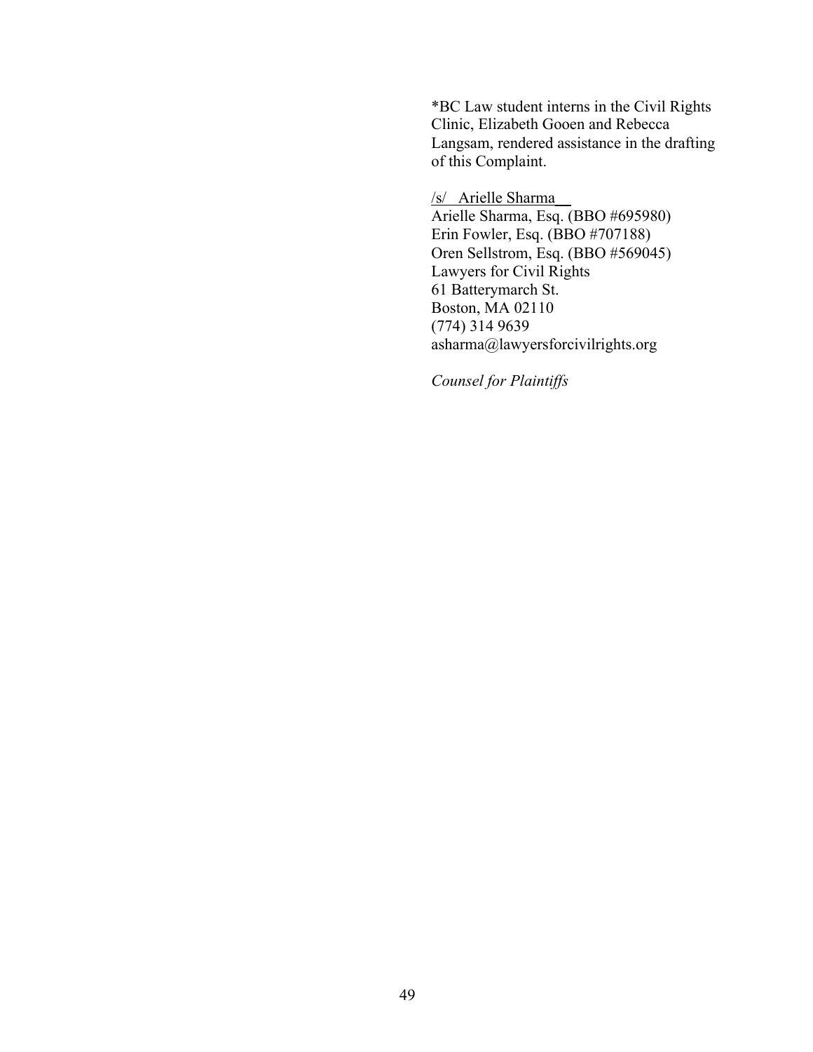*BC Law student interns in the Civil Rights Clinic, Elizabeth Gooen and Rebecca Langsam, rendered assistance in the drafting of this Complaint.

/s/ Arielle Sharma
Arielle Sharma, Esq. (BBO #695980)
Erin Fowler, Esq. (BBO #707188)
Oren Sellstrom, Esq. (BBO #569045)
Lawyers for Civil Rights
61 Batterymarch St.
Boston, MA 02110
(774) 314 9639
asharma@lawyersforcivilrights.org

*Counsel for Plaintiffs*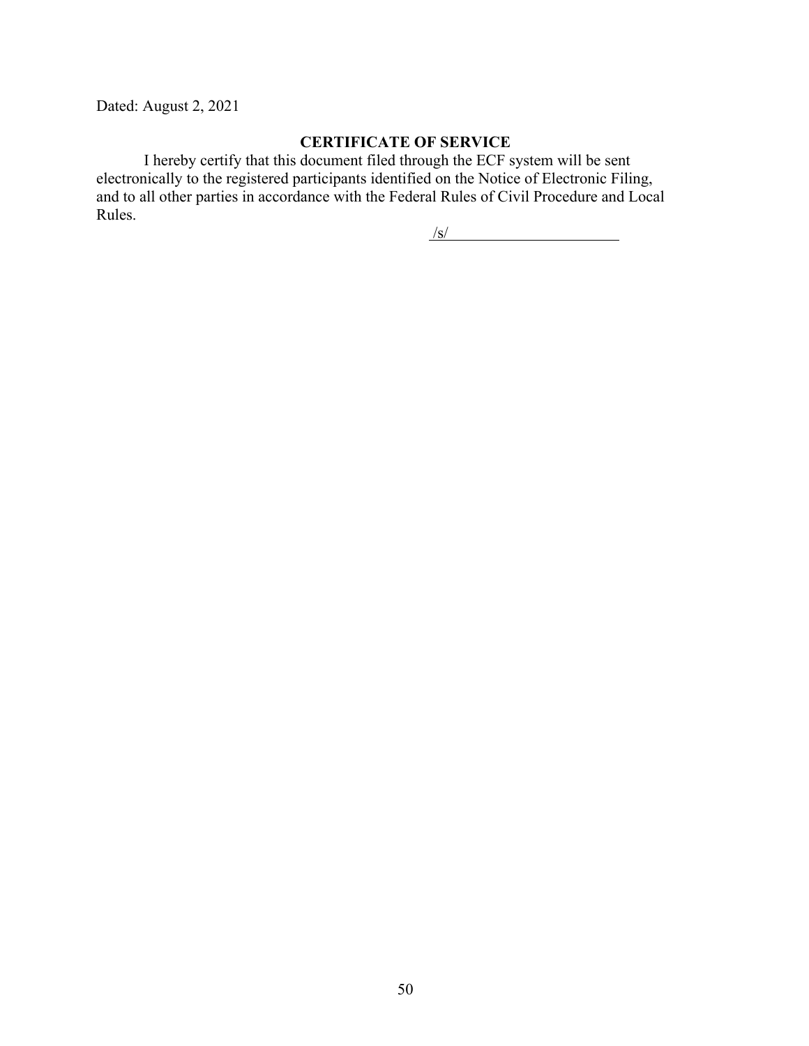Dated: August 2, 2021

**CERTIFICATE OF SERVICE**

I hereby certify that this document filed through the ECF system will be sent electronically to the registered participants identified on the Notice of Electronic Filing, and to all other parties in accordance with the Federal Rules of Civil Procedure and Local Rules.

/s/